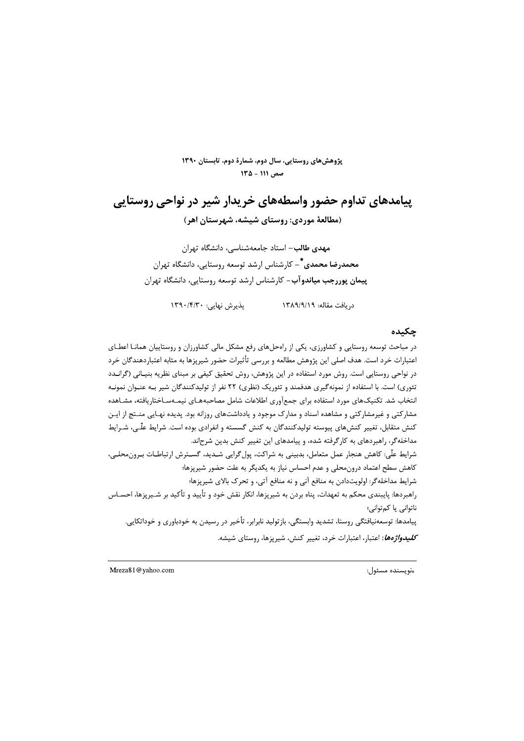# پیامدهای تداوم حضور واسطه‌های خریدار شیر در نواحی روستایی

**(مطالعهٔ موردی: روستای شیشه، شهرستان اهر)**

**مهدی طالب**– استاد جامعه‌شناسی، دانشگاه تهران

**محمدرضا محمدی***– کارشناس ارشد توسعه روستایی، دانشگاه تهران

**پیمان پوررجب میاندوآب**– کارشناس ارشد توسعه روستایی، دانشگاه تهران

دریافت مقاله: ۱۳۸۹/۹/۱۹ پذیرش نهایی: ۱۳۹۰/۴/۳۰

## چکیده

در مباحث توسعه روستایی و کشاورزی، یکی از راه‌حل‌های رفع مشکل مالی کشاورزان و روستاییان همانا اعطای اعتبارات خرد است. هدف اصلی این پژوهش مطالعه و بررسی تأثیرات حضور شیرپزها به مثابه اعتباردهندگان خرد در نواحی روستایی است. روش مورد استفاده در این پژوهش، روش تحقیق کیفی بر مبنای نظریه بنیانی (گراندد تئوری) است. با استفاده از نمونه‌گیری هدفمند و تئوریک (نظری) ۲۲ نفر از تولیدکنندگان شیر به عنوان نمونه انتخاب شد. تکنیک‌های مورد استفاده برای جمع‌آوری اطلاعات شامل مصاحبه‌های نیمه‌ساختاریافته، مشاهده مشارکتی و غیرمشارکتی و مشاهده اسناد و مدارک موجود و یادداشت‌های روزانه بود. پدیده نهایی منتج از این کنش متقابل، تغییر کنش‌های پیوسته تولیدکنندگان به کنش گسسته و انفرادی بوده است. شرایط علّی، شرایط مداخله‌گر، راهبردهای به کارگرفته شده، و پیامدهای این تغییر کنش بدین شرح‌اند.

شرایط علّی: کاهش هنجار عمل متعامل، بدبینی به شراکت، پول‌گرایی شدید، گسترش ارتباطات برون‌محلی، کاهش سطح اعتماد درون‌محلی و عدم احساس نیاز به یکدیگر به علت حضور شیرپزها؛

شرایط مداخله‌گر: اولویت‌دادن به منافع آنی و نه منافع آتی، و تحرک بالای شیرپزها؛

راهبردها: پایبندی محکم به تعهدات، پناه بردن به شیرپزها، انکار نقش خود و تأیید و تأکید بر شیرپزها، احساس ناتوانی یا کم‌توانی؛

پیامدها: توسعه‌نیافتگی روستا، تشدید وابستگی، بازتولید نابرابر، تأخیر در رسیدن به خودباوری و خوداتکایی.

***کلیدواژه‌ها:*** اعتبار، اعتبارات خرد، تغییر کنش، شیرپزها، روستای شیشه.

---

*نویسنده مسئول: Mreza81@yahoo.com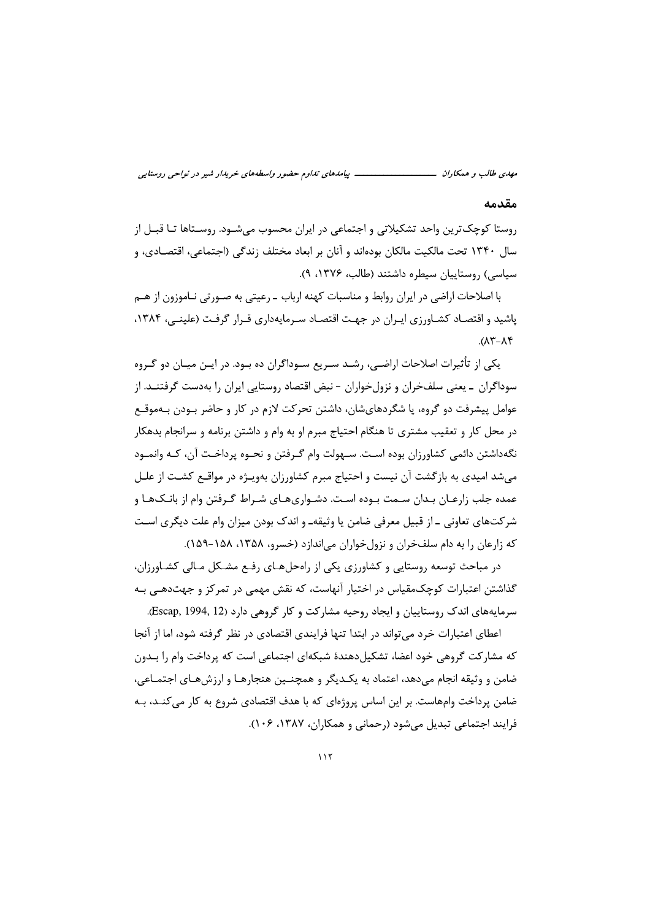## مقدمه

روستا کوچک‌ترین واحد تشکیلاتی و اجتماعی در ایران محسوب می‌شود. روستاها تا قبل از سال ۱۳۴۰ تحت مالکیت مالکان بوده‌اند و آنان بر ابعاد مختلف زندگی (اجتماعی، اقتصادی، و سیاسی) روستاییان سیطره داشتند (طالب، ۱۳۷۶، ۹).

با اصلاحات اراضی در ایران روابط و مناسبات کهنه ارباب ـ رعیتی به صورتی ناموزون از هم پاشید و اقتصاد کشاورزی ایران در جهت اقتصاد سرمایه‌داری قرار گرفت (علینی، ۱۳۸۴، ۸۳-۸۴).

یکی از تأثیرات اصلاحات اراضی، رشد سریع سوداگران ده بود. در این میان دو گروه سوداگران ـ یعنی سلف‌خران و نزول‌خواران - نبض اقتصاد روستایی ایران را به‌دست گرفتند. از عوامل پیشرفت دو گروه، یا شگردهای‌شان، داشتن تحرکت لازم در کار و حاضر بودن به‌موقع در محل کار و تعقیب مشتری تا هنگام احتیاج مبرم او به وام و داشتن برنامه و سرانجام بدهکار نگه‌داشتن دائمی کشاورزان بوده است. سهولت وام گرفتن و نحوه پرداخت آن، که وانمود می‌شد امیدی به بازگشت آن نیست و احتیاج مبرم کشاورزان به‌ویژه در مواقع کشت از علل عمده جلب زارعان بدان سمت بوده است. دشواری‌های شراط گرفتن وام از بانک‌ها و شرکت‌های تعاونی ـ از قبیل معرفی ضامن یا وثیقه‌ـ و اندک بودن میزان وام علت دیگری است که زارعان را به دام سلف‌خران و نزول‌خواران می‌اندازد (خسرو، ۱۳۵۸، ۱۵۸-۱۵۹).

در مباحث توسعه روستایی و کشاورزی یکی از راه‌حل‌های رفع مشکل مالی کشاورزان، گذاشتن اعتبارات کوچک‌مقیاس در اختیار آنهاست، که نقش مهمی در تمرکز و جهت‌دهی به سرمایه‌های اندک روستاییان و ایجاد روحیه مشارکت و کار گروهی دارد (Escap, 1994, 12).

اعطای اعتبارات خرد می‌تواند در ابتدا تنها فرایندی اقتصادی در نظر گرفته شود، اما از آنجا که مشارکت گروهی خود اعضا، تشکیل‌دهندهٔ شبکه‌ای اجتماعی است که پرداخت وام را بدون ضامن و وثیقه انجام می‌دهد، اعتماد به یکدیگر و همچنین هنجارها و ارزش‌های اجتماعی، ضامن پرداخت وام‌هاست. بر این اساس پروژه‌ای که با هدف اقتصادی شروع به کار می‌کند، به فرایند اجتماعی تبدیل می‌شود (رحمانی و همکاران، ۱۳۸۷، ۱۰۶).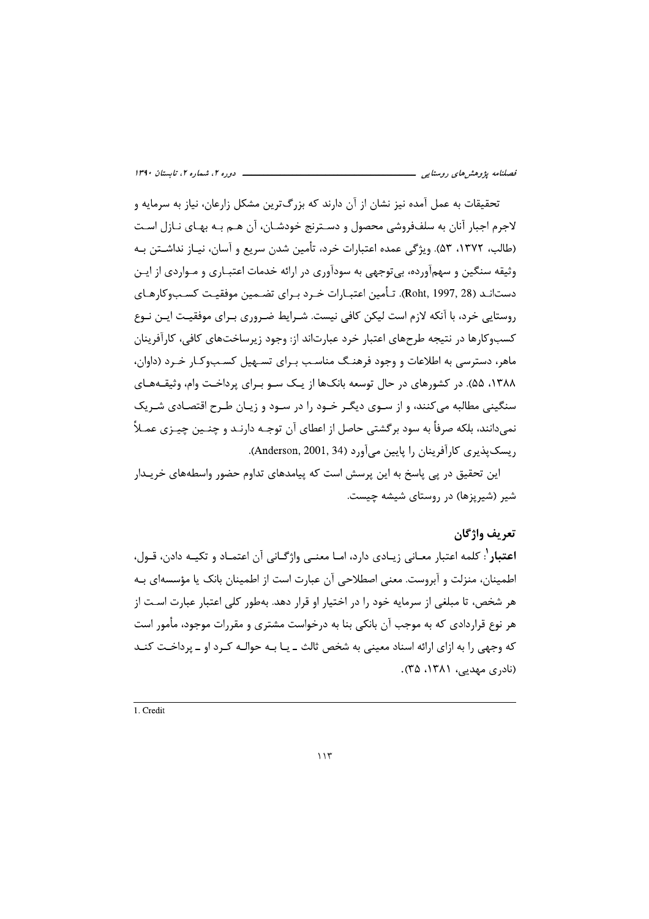تحقیقات به عمل آمده نیز نشان از آن دارند که بزرگ‌ترین مشکل زارعان، نیاز به سرمایه و لاجرم اجبار آنان به سلف‌فروشی محصول و دسترنج خودشان، آن هم به بهای نازل است (طالب، ۱۳۷۲، ۵۳). ویژگی عمده اعتبارات خرد، تأمین شدن سریع و آسان، نیاز نداشتن به وثیقه سنگین و سهم‌آورده، بی‌توجهی به سودآوری در ارائه خدمات اعتباری و مواردی از این دستاند (Roht, 1997, 28). تأمین اعتبارات خرد برای تضمین موفقیت کسب‌وکارهای روستایی خرد، با آنکه لازم است لیکن کافی نیست. شرایط ضروری برای موفقیت این نوع کسب‌وکارها در نتیجه طرح‌های اعتبار خرد عبارت‌اند از: وجود زیرساخت‌های کافی، کارآفرینان ماهر، دسترسی به اطلاعات و وجود فرهنگ مناسب برای تسهیل کسب‌وکار خرد (داوان، ۱۳۸۸، ۵۵). در کشورهای در حال توسعه بانک‌ها از یک سو برای پرداخت وام، وثیقه‌های سنگینی مطالبه می‌کنند، و از سوی دیگر خود را در سود و زیان طرح اقتصادی شریک نمی‌دانند، بلکه صرفاً به سود برگشتی حاصل از اعطای آن توجه دارند و چنین چیزی عملاً ریسک‌پذیری کارآفرینان را پایین می‌آورد (Anderson, 2001, 34).

این تحقیق در پی پاسخ به این پرسش است که پیامدهای تداوم حضور واسطه‌های خریدار شیر (شیرپزها) در روستای شیشه چیست.

## تعریف واژگان

**اعتبار**[1]: کلمه اعتبار معانی زیادی دارد، اما معنی واژگانی آن اعتماد و تکیه دادن، قول، اطمینان، منزلت و آبروست. معنی اصطلاحی آن عبارت است از اطمینان بانک یا مؤسسه‌ای به هر شخص، تا مبلغی از سرمایه خود را در اختیار او قرار دهد. به‌طور کلی اعتبار عبارت است از هر نوع قراردادی که به موجب آن بانکی بنا به درخواست مشتری و مقررات موجود، مأمور است که وجهی را به ازای ارائه اسناد معینی به شخص ثالث ـ یا به حواله کرد او ـ پرداخت کند (نادری مهدیی، ۱۳۸۱، ۳۵).

1. Credit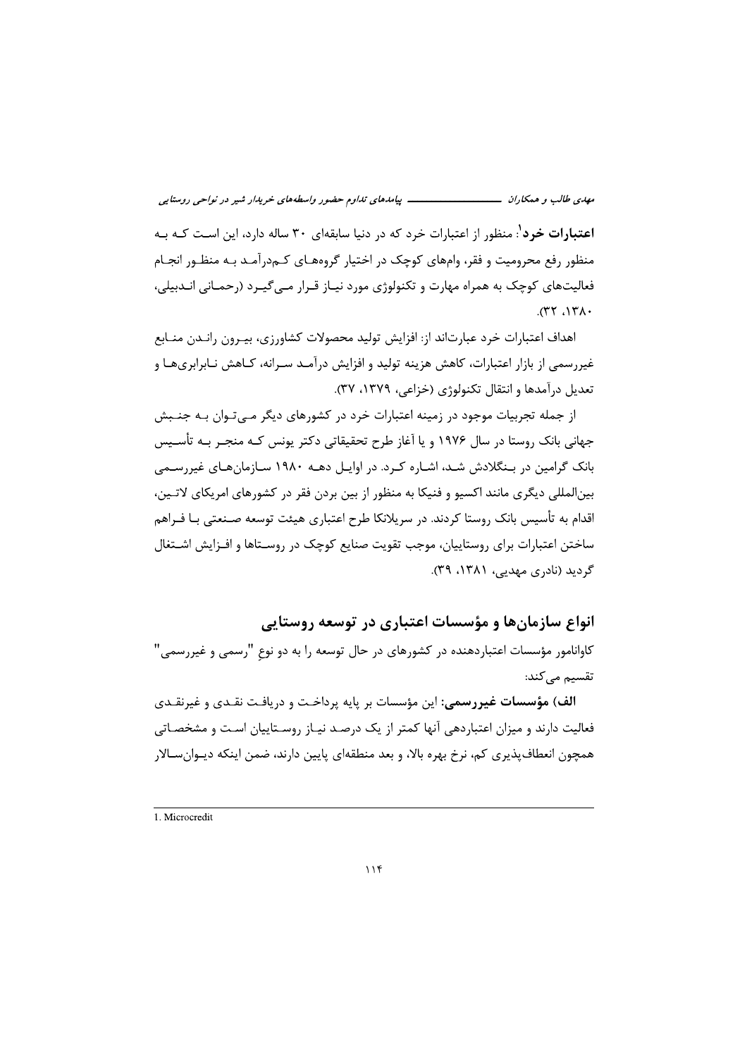**اعتبارات خرد**[1]: منظور از اعتبارات خرد که در دنیا سابقه‌ای ۳۰ ساله دارد، این است که به منظور رفع محرومیت و فقر، وام‌های کوچک در اختیار گروه‌های کم‌درآمد به منظور انجام فعالیت‌های کوچک به همراه مهارت و تکنولوژی مورد نیاز قرار می‌گیرد (رحمانی اندبیلی، ۱۳۸۰، ۳۲).

اهداف اعتبارات خرد عبارت‌اند از: افزایش تولید محصولات کشاورزی، بیرون راندن منابع غیررسمی از بازار اعتبارات، کاهش هزینه تولید و افزایش درآمد سرانه، کاهش نابرابری‌ها و تعدیل درآمدها و انتقال تکنولوژی (خزاعی، ۱۳۷۹، ۳۷).

از جمله تجربیات موجود در زمینه اعتبارات خرد در کشورهای دیگر می‌توان به جنبش جهانی بانک روستا در سال ۱۹۷۶ و یا آغاز طرح تحقیقاتی دکتر یونس که منجر به تأسیس بانک گرامین در بنگلادش شد، اشاره کرد. در اوایل دهه ۱۹۸۰ سازمان‌های غیررسمی بین‌المللی دیگری مانند اکسیو و فنیکا به منظور از بین بردن فقر در کشورهای امریکای لاتین، اقدام به تأسیس بانک روستا کردند. در سریلانکا طرح اعتباری هیئت توسعه صنعتی با فراهم ساختن اعتبارات برای روستاییان، موجب تقویت صنایع کوچک در روستاها و افزایش اشتغال گردید (نادری مهدیی، ۱۳۸۱، ۳۹).

## انواع سازمان‌ها و مؤسسات اعتباری در توسعه روستایی

کاوانامور مؤسسات اعتباردهنده در کشورهای در حال توسعه را به دو نوعِ "رسمی و غیررسمی" تقسیم می‌کند:

**الف) مؤسسات غیررسمی:** این مؤسسات بر پایه پرداخت و دریافت نقدی و غیرنقدی فعالیت دارند و میزان اعتباردهی آنها کمتر از یک درصد نیاز روستاییان است و مشخصاتی همچون انعطاف‌پذیری کم، نرخ بهره بالا، و بعد منطقه‌ای پایین دارند، ضمن اینکه دیوان‌سالار

---

1. Microcredit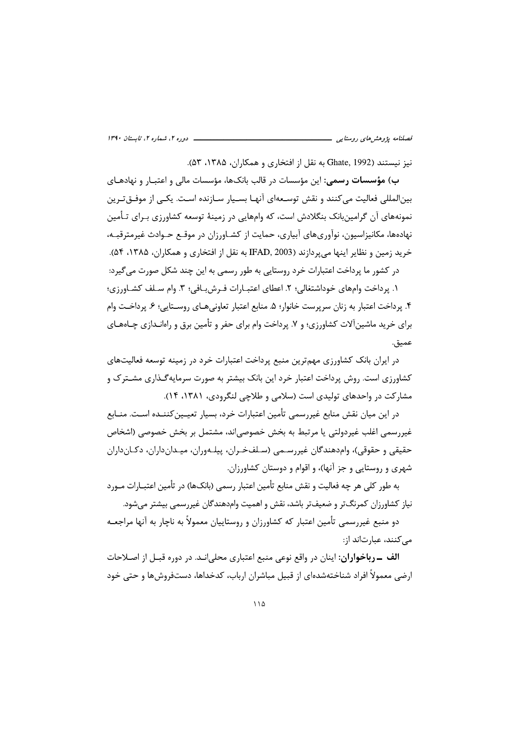نیز نیستند (Ghate, 1992 به نقل از افتخاری و همکاران، ۱۳۸۵، ۵۳).

**ب) مؤسسات رسمی:** این مؤسسات در قالب بانک‌ها، مؤسسات مالی و اعتبار و نهادهای بین‌المللی فعالیت می‌کنند و نقش توسعه‌ای آنها بسیار سازنده است. یکی از موفق‌ترین نمونه‌های آن گرامین‌بانک بنگلادش است، که وام‌هایی در زمینهٔ توسعه کشاورزی برای تأمین نهاده‌ها، مکانیزاسیون، نوآوری‌های آبیاری، حمایت از کشاورزان در موقع حوادث غیرمترقبه، خرید زمین و نظایر اینها می‌پردازند (IFAD, 2003 به نقل از افتخاری و همکاران، ۱۳۸۵، ۵۴).

در کشور ما پرداخت اعتبارات خرد روستایی به طور رسمی به این چند شکل صورت می‌گیرد:

۱. پرداخت وام‌های خوداشتغالی؛ ۲. اعطای اعتبارات فرش‌بافی؛ ۳. وام سلف کشاورزی؛ ۴. پرداخت اعتبار به زنان سرپرست خانوار؛ ۵. منابع اعتبار تعاونی‌های روستایی؛ ۶. پرداخت وام برای خرید ماشین‌آلات کشاورزی؛ و ۷. پرداخت وام برای حفر و تأمین برق و راه‌اندازی چاه‌های عمیق.

در ایران بانک کشاورزی مهم‌ترین منبع پرداخت اعتبارات خرد در زمینه توسعه فعالیت‌های کشاورزی است. روش پرداخت اعتبار خرد این بانک بیشتر به صورت سرمایه‌گذاری مشترک و مشارکت در واحدهای تولیدی است (سلامی و طلاچی لنگرودی، ۱۳۸۱، ۱۴).

در این میان نقش منابع غیررسمی تأمین اعتبارات خرد، بسیار تعیین‌کننده است. منابع غیررسمی اغلب غیردولتی یا مرتبط به بخش خصوصی‌اند، مشتمل بر بخش خصوصی (اشخاص حقیقی و حقوقی)، وام‌دهندگان غیررسمی (سلف‌خران، پیله‌وران، میدان‌داران، دکان‌داران شهری و روستایی و جز آنها)، و اقوام و دوستان کشاورزان.

به طور کلی هر چه فعالیت و نقش منابع تأمین اعتبار رسمی (بانک‌ها) در تأمین اعتبارات مورد نیاز کشاورزان کمرنگ‌تر و ضعیف‌تر باشد، نقش و اهمیت وام‌دهندگان غیررسمی بیشتر می‌شود.

دو منبع غیررسمی تأمین اعتبار که کشاورزان و روستاییان معمولاً به ناچار به آنها مراجعه می‌کنند، عبارت‌اند از:

**الف ــ رباخواران:** اینان در واقع نوعی منبع اعتباری محلی‌اند. در دوره قبل از اصلاحات ارضی معمولاً افراد شناخته‌شده‌ای از قبیل مباشران ارباب، کدخداها، دست‌فروش‌ها و حتی خود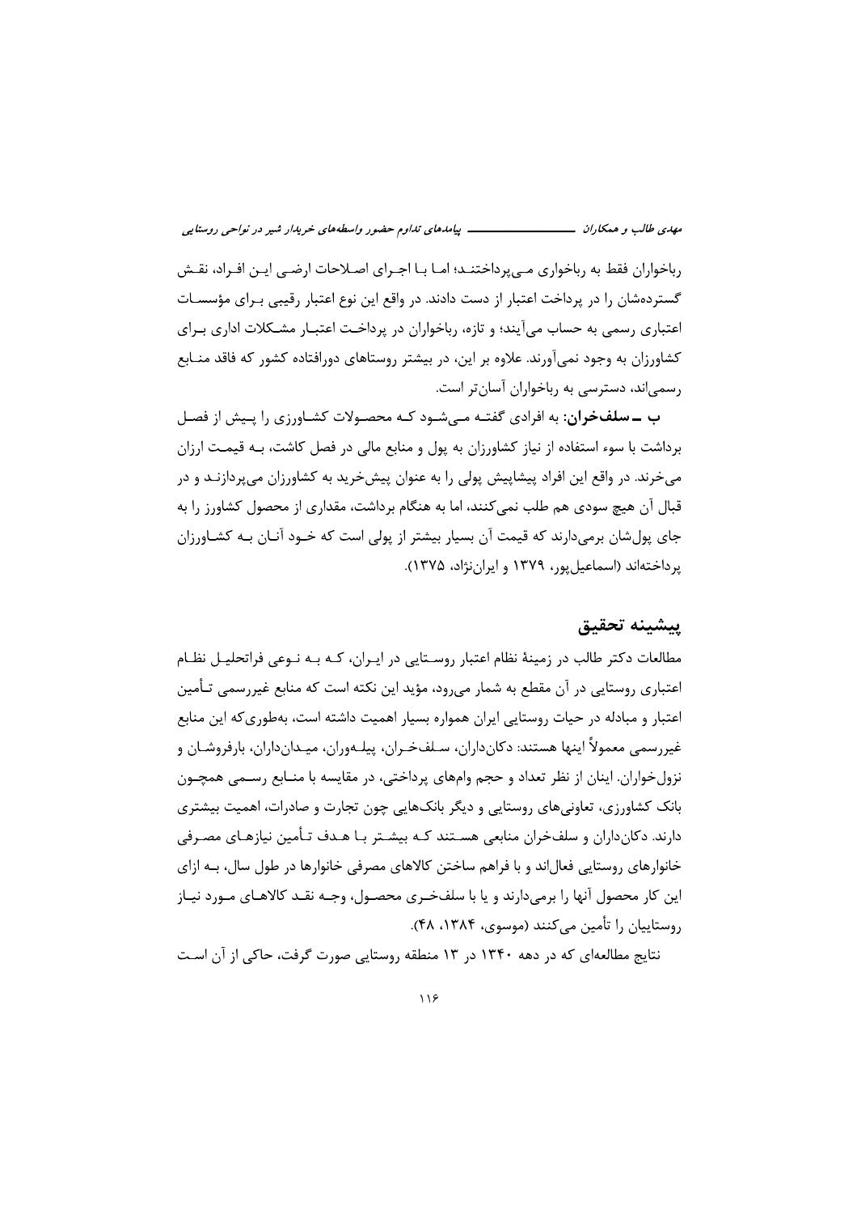رباخواران فقط به رباخواری مـی‌پرداختنـد؛ امـا بـا اجـرای اصـلاحات ارضـی ایـن افـراد، نقـش گسترده‌شان را در پرداخت اعتبار از دست دادند. در واقع این نوع اعتبار رقیبی بـرای مؤسسـات اعتباری رسمی به حساب می‌آیند؛ و تازه، رباخواران در پرداخـت اعتبـار مشـکلات اداری بـرای کشاورزان به وجود نمی‌آورند. علاوه بر این، در بیشتر روستاهای دورافتاده کشور که فاقد منـابع رسمی‌اند، دسترسی به رباخواران آسان‌تر است.

**ب ــ سلف‌خران:** به افرادی گفتـه مـی‌شـود کـه محصـولات کشـاورزی را پـیش از فصـل برداشت با سوء استفاده از نیاز کشاورزان به پول و منابع مالی در فصل کاشت، بـه قیمـت ارزان می‌خرند. در واقع این افراد پیشاپیش پولی را به عنوان پیش‌خرید به کشاورزان می‌پردازنـد و در قبال آن هیچ سودی هم طلب نمی‌کنند، اما به هنگام برداشت، مقداری از محصول کشاورز را به جای پول‌شان برمی‌دارند که قیمت آن بسیار بیشتر از پولی است که خـود آنـان بـه کشـاورزان پرداخته‌اند (اسماعیل‌پور، ۱۳۷۹ و ایران‌نژاد، ۱۳۷۵).

## پیشینه تحقیق

مطالعات دکتر طالب در زمینهٔ نظام اعتبار روسـتایی در ایـران، کـه بـه نـوعی فراتحلیـل نظـام اعتباری روستایی در آن مقطع به شمار می‌رود، مؤید این نکته است که منابع غیررسمی تـأمین اعتبار و مبادله در حیات روستایی ایران همواره بسیار اهمیت داشته است، به‌طوری‌که این منابع غیررسمی معمولاً اینها هستند: دکان‌داران، سـلف‌خـران، پیلـه‌وران، میـدان‌داران، بارفروشـان و نزول‌خواران. اینان از نظر تعداد و حجم وامهای پرداختی، در مقایسه با منـابع رسـمی همچـون بانک کشاورزی، تعاونی‌های روستایی و دیگر بانک‌هایی چون تجارت و صادرات، اهمیت بیشتری دارند. دکان‌داران و سلف‌خران منابعی هسـتند کـه بیشـتر بـا هـدف تـأمین نیازهـای مصـرفی خانوارهای روستایی فعال‌اند و با فراهم ساختن کالاهای مصرفی خانوارها در طول سال، بـه ازای این کار محصول آنها را برمی‌دارند و یا با سلف‌خـری محصـول، وجـه نقـد کالاهـای مـورد نیـاز روستاییان را تأمین می‌کنند (موسوی، ۱۳۸۴، ۴۸).

نتایج مطالعه‌ای که در دهه ۱۳۴۰ در ۱۳ منطقه روستایی صورت گرفت، حاکی از آن اسـت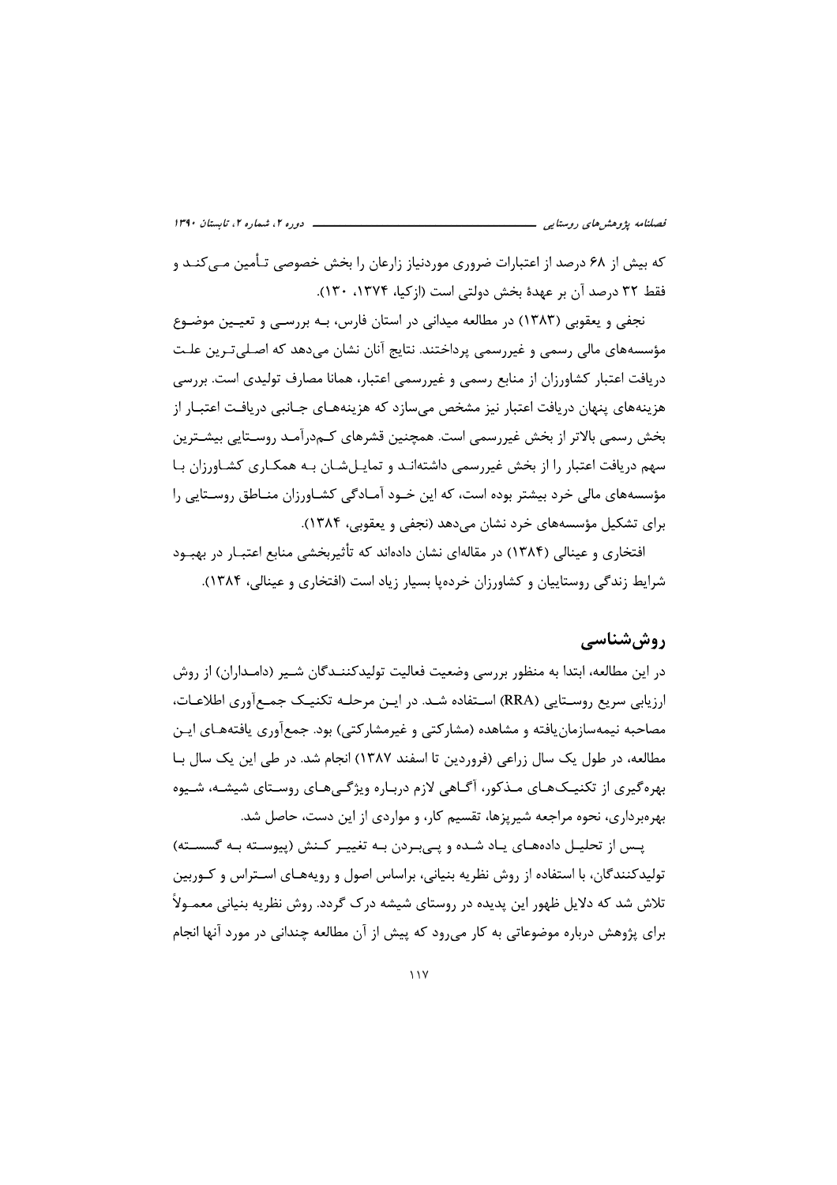که بیش از ۶۸ درصد از اعتبارات ضروری موردنیاز زارعان را بخش خصوصی تـأمین مـی‌کنـد و فقط ۳۲ درصد آن بر عهدهٔ بخش دولتی است (ازکیا، ۱۳۷۴، ۱۳۰).

نجفی و یعقوبی (۱۳۸۳) در مطالعه میدانی در استان فارس، بـه بررسـی و تعیـین موضـوع مؤسسه‌های مالی رسمی و غیررسمی پرداختند. نتایج آنان نشان می‌دهد که اصلی‌تـرین علـت دریافت اعتبار کشاورزان از منابع رسمی و غیررسمی اعتبار، همانا مصارف تولیدی است. بررسی هزینه‌های پنهان دریافت اعتبار نیز مشخص می‌سازد که هزینه‌هـای جـانبی دریافـت اعتبـار از بخش رسمی بالاتر از بخش غیررسمی است. همچنین قشرهای کـم‌درآمـد روسـتایی بیشـترین سهم دریافت اعتبار را از بخش غیررسمی داشته‌انـد و تمایـل‌شـان بـه همکـاری کشـاورزان بـا مؤسسه‌های مالی خرد بیشتر بوده است، که این خـود آمـادگی کشـاورزان منـاطق روسـتایی را برای تشکیل مؤسسه‌های خرد نشان می‌دهد (نجفی و یعقوبی، ۱۳۸۴).

افتخاری و عینالی (۱۳۸۴) در مقاله‌ای نشان داده‌اند که تأثیربخشی منابع اعتبـار در بهبـود شرایط زندگی روستاییان و کشاورزان خرده‌پا بسیار زیاد است (افتخاری و عینالی، ۱۳۸۴).

## روش‌شناسی

در این مطالعه، ابتدا به منظور بررسی وضعیت فعالیت تولیدکننـدگان شـیر (دامـداران) از روش ارزیابی سریع روسـتایی (RRA) اسـتفاده شـد. در ایـن مرحلـه تکنیـک جمـع‌آوری اطلاعـات، مصاحبه نیمه‌سازمان‌یافته و مشاهده (مشارکتی و غیرمشارکتی) بود. جمع‌آوری یافته‌هـای ایـن مطالعه، در طول یک سال زراعی (فروردین تا اسفند ۱۳۸۷) انجام شد. در طی این یک سال بـا بهره‌گیری از تکنیـک‌هـای مـذکور، آگـاهی لازم دربـاره ویژگـی‌هـای روسـتای شیشـه، شـیوه بهره‌برداری، نحوه مراجعه شیرپزها، تقسیم کار، و مواردی از این دست، حاصل شد.

پـس از تحلیـل داده‌هـای یـاد شـده و پـی‌بـردن بـه تغییـر کـنش (پیوسـته بـه گسسـته) تولیدکنندگان، با استفاده از روش نظریه بنیانی، براساس اصول و رویه‌هـای اسـتراس و کـوربین تلاش شد که دلایل ظهور این پدیده در روستای شیشه درک گردد. روش نظریه بنیانی معمـولاً برای پژوهش درباره موضوعاتی به کار می‌رود که پیش از آن مطالعه چندانی در مورد آنها انجام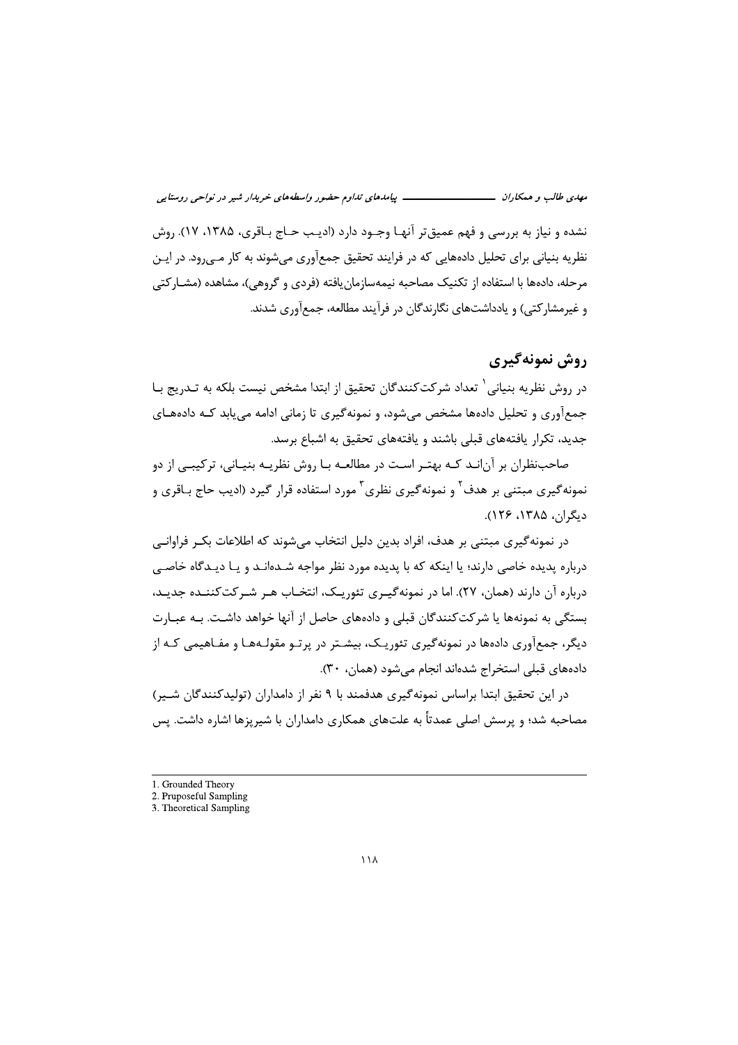نشده و نیاز به بررسی و فهم عمیق‌تر آنها وجود دارد (ادیب حاج باقری، ۱۳۸۵، ۱۷). روش نظریه بنیانی برای تحلیل داده‌هایی که در فرایند تحقیق جمع‌آوری می‌شوند به کار می‌رود. در این مرحله، داده‌ها با استفاده از تکنیک مصاحبه نیمه‌سازمان‌یافته (فردی و گروهی)، مشاهده (مشارکتی و غیرمشارکتی) و یادداشت‌های نگارندگان در فرآیند مطالعه، جمع‌آوری شدند.

## روش نمونه‌گیری

در روش نظریه بنیانی[1] تعداد شرکت‌کنندگان تحقیق از ابتدا مشخص نیست بلکه به تدریج با جمع‌آوری و تحلیل داده‌ها مشخص می‌شود، و نمونه‌گیری تا زمانی ادامه می‌یابد که داده‌های جدید، تکرار یافته‌های قبلی باشند و یافته‌های تحقیق به اشباع برسد.

صاحب‌نظران بر آن‌اند که بهتر است در مطالعه با روش نظریه بنیانی، ترکیبی از دو نمونه‌گیری مبتنی بر هدف[2] و نمونه‌گیری نظری[3] مورد استفاده قرار گیرد (ادیب حاج باقری و دیگران، ۱۳۸۵، ۱۲۶).

در نمونه‌گیری مبتنی بر هدف، افراد بدین دلیل انتخاب می‌شوند که اطلاعات بکر فراوانی درباره پدیده خاصی دارند؛ یا اینکه که با پدیده مورد نظر مواجه شده‌اند و یا دیدگاه خاصی درباره آن دارند (همان، ۲۷). اما در نمونه‌گیری تئوریک، انتخاب هر شرکت‌کننده جدید، بستگی به نمونه‌ها یا شرکت‌کنندگان قبلی و داده‌های حاصل از آنها خواهد داشت. به عبارت دیگر، جمع‌آوری داده‌ها در نمونه‌گیری تئوریک، بیشتر در پرتو مقوله‌ها و مفاهیمی که از داده‌های قبلی استخراج شده‌اند انجام می‌شود (همان، ۳۰).

در این تحقیق ابتدا براساس نمونه‌گیری هدفمند با ۹ نفر از دامداران (تولیدکنندگان شیر) مصاحبه شد؛ و پرسش اصلی عمدتاً به علت‌های همکاری دامداران با شیرپزها اشاره داشت. پس

---

1. Grounded Theory
2. Pruposeful Sampling
3. Theoretical Sampling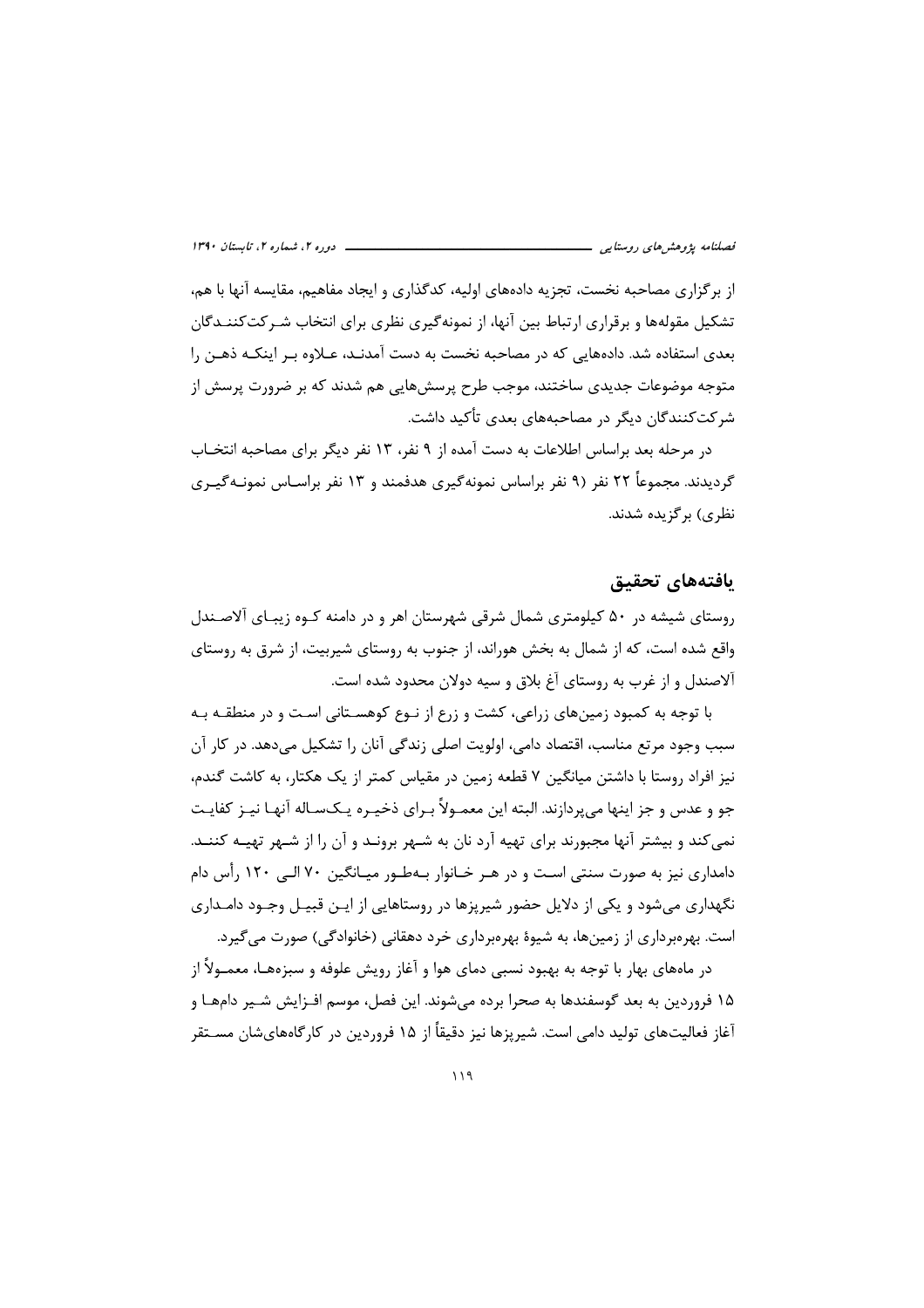از برگزاری مصاحبه نخست، تجزیه داده‌های اولیه، کدگذاری و ایجاد مفاهیم، مقایسه آنها با هم، تشکیل مقوله‌ها و برقراری ارتباط بین آنها، از نمونه‌گیری نظری برای انتخاب شرکت‌کنندگان بعدی استفاده شد. داده‌هایی که در مصاحبه نخست به دست آمدند، علاوه بر اینکه ذهن را متوجه موضوعات جدیدی ساختند، موجب طرح پرسش‌هایی هم شدند که بر ضرورت پرسش از شرکت‌کنندگان دیگر در مصاحبه‌های بعدی تأکید داشت.

در مرحله بعد براساس اطلاعات به دست آمده از ۹ نفر، ۱۳ نفر دیگر برای مصاحبه انتخاب گردیدند. مجموعاً ۲۲ نفر (۹ نفر براساس نمونه‌گیری هدفمند و ۱۳ نفر براساس نمونه‌گیری نظری) برگزیده شدند.

## یافته‌های تحقیق

روستای شیشه در ۵۰ کیلومتری شمال شرقی شهرستان اهر و در دامنه کوه زیبای آلاصندل واقع شده است، که از شمال به بخش هوراند، از جنوب به روستای شیربیت، از شرق به روستای آلاصندل و از غرب به روستای آغ بلاق و سیه دولان محدود شده است.

با توجه به کمبود زمین‌های زراعی، کشت و زرع از نوع کوهستانی است و در منطقه به سبب وجود مرتع مناسب، اقتصاد دامی، اولویت اصلی زندگی آنان را تشکیل می‌دهد. در کار آن نیز افراد روستا با داشتن میانگین ۷ قطعه زمین در مقیاس کمتر از یک هکتار، به کاشت گندم، جو و عدس و جز اینها می‌پردازند. البته این معمولاً برای ذخیره یک‌ساله آنها نیز کفایت نمی‌کند و بیشتر آنها مجبورند برای تهیه آرد نان به شهر برونند و آن را از شهر تهیه کنند. دامداری نیز به صورت سنتی است و در هر خانوار به‌طور میانگین ۷۰ الی ۱۲۰ رأس دام نگهداری می‌شود و یکی از دلایل حضور شیرپزها در روستاهایی از این قبیل وجود دامداری است. بهره‌برداری از زمین‌ها، به شیوهٔ بهره‌برداری خرد دهقانی (خانوادگی) صورت می‌گیرد.

در ماه‌های بهار با توجه به بهبود نسبی دمای هوا و آغاز رویش علوفه و سبزه‌ها، معمولاً از ۱۵ فروردین به بعد گوسفندها به صحرا برده می‌شوند. این فصل، موسم افزایش شیر دام‌ها و آغاز فعالیت‌های تولید دامی است. شیرپزها نیز دقیقاً از ۱۵ فروردین در کارگاه‌های‌شان مستقر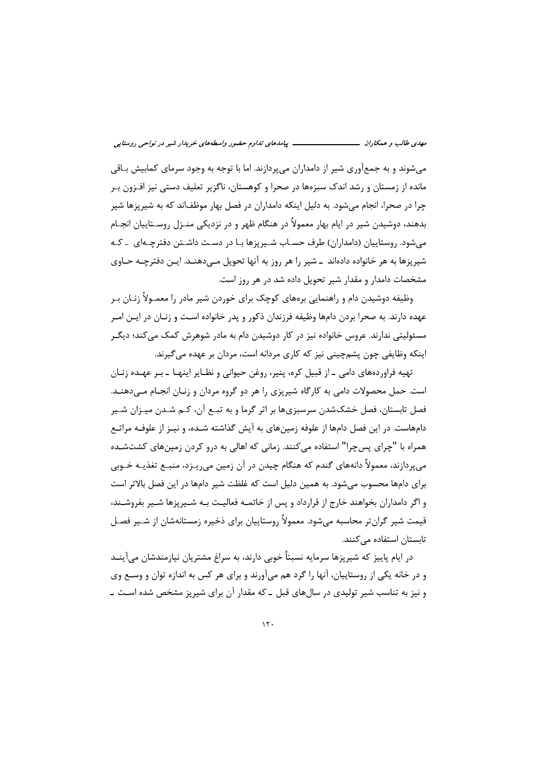می‌شوند و به جمع‌آوری شیر از دامداران می‌پردازند. اما با توجه به وجود سرمای کمابیش باقی مانده از زمستان و رشد اندک سبزه‌ها در صحرا و کوهستان، ناگزیر تعلیف دستی نیز افزون بر چرا در صحرا، انجام می‌شود. به دلیل اینکه دامداران در فصل بهار موظف‌اند که به شیرپزها شیر بدهند، دوشیدن شیر در ایام بهار معمولاً در هنگام ظهر و در نزدیکی منزل روستاییان انجام می‌شود. روستاییان (دامداران) طرف حساب شیرپزها با در دست داشتن دفترچه‌ای ـ که شیرپزها به هر خانواده داده‌اند ـ شیر را هر روز به آنها تحویل می‌دهند. این دفترچه حاوی مشخصات دامدار و مقدار شیر تحویل داده شد در هر روز است.

وظیفه دوشیدن دام و راهنمایی بره‌های کوچک برای خوردن شیر مادر را معمولاً زنان بر عهده دارند. به صحرا بردن دام‌ها وظیفه فرزندان ذکور و پدر خانواده است و زنان در این امر مسئولیتی ندارند. عروس خانواده نیز در کار دوشیدن دام به مادر شوهرش کمک می‌کند؛ دیگر اینکه وظایفی چون پشم‌چینی نیز که کاری مردانه است، مردان بر عهده می‌گیرند.

تهیه فراورده‌های دامی ـ از قبیل کره، پنیر، روغن حیوانی و نظایر اینها ـ بر عهده زنان است. حمل محصولات دامی به کارگاه شیرپزی را هر دو گروه مردان و زنان انجام می‌دهند. فصل تابستان، فصل خشک‌شدن سرسبزی‌ها بر اثر گرما و به تبع آن، کم شدن میزان شیر دام‌هاست. در این فصل دام‌ها از علوفه زمین‌های به آیش گذاشته شده، و نیز از علوفه مراتع همراه با "چرای پس‌چرا" استفاده می‌کنند. زمانی که اهالی به درو کردن زمین‌های کشت‌شده می‌پردازند، معمولاً دانه‌های گندم که هنگام چیدن در آن زمین می‌ریزد، منبع تغذیه خوبی برای دام‌ها محسوب می‌شود. به همین دلیل است که غلظت شیر دام‌ها در این فصل بالاتر است و اگر دامداران بخواهند خارج از قرارداد و پس از خاتمه فعالیت به شیرپزها شیر بفروشند، قیمت شیر گران‌تر محاسبه می‌شود. معمولاً روستاییان برای ذخیره زمستانه‌شان از شیر فصل تابستان استفاده می‌کنند.

در ایام پاییز که شیرپزها سرمایه نسبتاً خوبی دارند، به سراغ مشتریان نیازمندشان می‌آیند و در خانه یکی از روستاییان، آنها را گرد هم می‌آورند و برای هر کس به اندازه توان و وسع وی و نیز به تناسب شیر تولیدی در سال‌های قبل ـ که مقدار آن برای شیرپز مشخص شده است ـ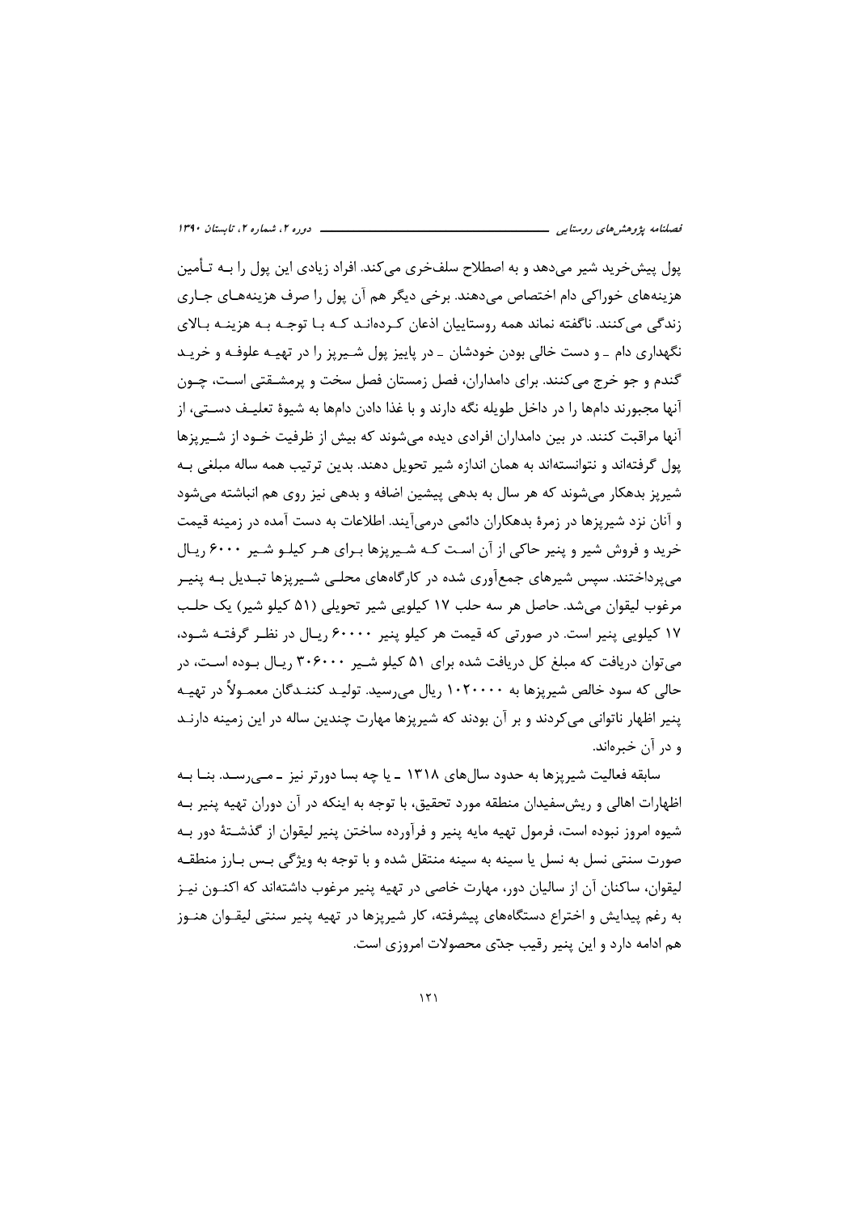پول پیش‌خرید شیر می‌دهد و به اصطلاح سلفخری می‌کند. افراد زیادی این پول را بـه تـأمین هزینه‌های خوراکی دام اختصاص می‌دهند. برخی دیگر هم آن پول را صرف هزینه‌هـای جـاری زندگی می‌کنند. ناگفته نماند همه روستاییان اذعان کـرده‌انـد کـه بـا توجـه بـه هزینـه بـالای نگهداری دام ـ و دست خالی بودن خودشان ـ در پاییز پول شـیرپز را در تهیـه علوفـه و خریـد گندم و جو خرج می‌کنند. برای دامداران، فصل زمستان فصل سخت و پرمشـقتی اسـت، چـون آنها مجبورند دام‌ها را در داخل طویله نگه دارند و با غذا دادن دام‌ها به شیوهٔ تعلیـف دسـتی، از آنها مراقبت کنند. در بین دامداران افرادی دیده می‌شوند که بیش از ظرفیت خـود از شـیرپزها پول گرفته‌اند و نتوانسته‌اند به همان اندازه شیر تحویل دهند. بدین ترتیب همه ساله مبلغی بـه شیرپز بدهکار می‌شوند که هر سال به بدهی پیشین اضافه و بدهی نیز روی هم انباشته می‌شود و آنان نزد شیرپزها در زمرهٔ بدهکاران دائمی درمی‌آیند. اطلاعات به دست آمده در زمینه قیمت خرید و فروش شیر و پنیر حاکی از آن اسـت کـه شـیرپزها بـرای هـر کیلـو شـیر ۶۰۰۰ ریـال می‌پرداختند. سپس شیرهای جمع‌آوری شده در کارگاه‌های محلـی شـیرپزها تبـدیل بـه پنیـر مرغوب لیقوان می‌شد. حاصل هر سه حلب ۱۷ کیلویی شیر تحویلی (۵۱ کیلو شیر) یک حلـب ۱۷ کیلویی پنیر است. در صورتی که قیمت هر کیلو پنیر ۶۰۰۰۰ ریـال در نظـر گرفتـه شـود، می‌توان دریافت که مبلغ کل دریافت شده برای ۵۱ کیلو شـیر ۳۰۶۰۰۰ ریـال بـوده اسـت، در حالی که سود خالص شیرپزها به ۱۰۲۰۰۰۰ ریال می‌رسید. تولیـد کننـدگان معمـولاً در تهیـه پنیر اظهار ناتوانی می‌کردند و بر آن بودند که شیرپزها مهارت چندین ساله در این زمینه دارنـد و در آن خبره‌اند.

سابقه فعالیت شیرپزها به حدود سال‌های ۱۳۱۸ ـ یا چه بسا دورتر نیز ـ مـی‌رسـد. بنـا بـه اظهارات اهالی و ریش‌سفیدان منطقه مورد تحقیق، با توجه به اینکه در آن دوران تهیه پنیر بـه شیوه امروز نبوده است، فرمول تهیه مایه پنیر و فرآورده ساختن پنیر لیقوان از گذشـتهٔ دور بـه صورت سنتی نسل به نسل یا سینه به سینه منتقل شده و با توجه به ویژگی بـس بـارز منطقـه لیقوان، ساکنان آن از سالیان دور، مهارت خاصی در تهیه پنیر مرغوب داشته‌اند که اکنـون نیـز به رغم پیدایش و اختراع دستگاه‌های پیشرفته، کار شیرپزها در تهیه پنیر سنتی لیقـوان هنـوز هم ادامه دارد و این پنیر رقیب جدّی محصولات امروزی است.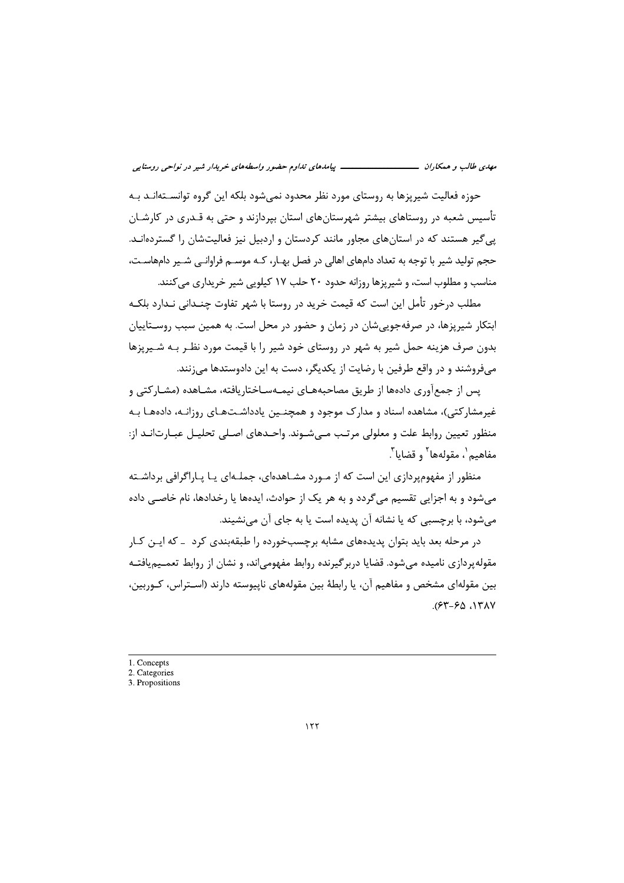حوزه فعالیت شیرپزها به روستای مورد نظر محدود نمی‌شود بلکه این گروه توانسته‌اند به تأسیس شعبه در روستاهای بیشتر شهرستان‌های استان بپردازند و حتی به قدری در کارشان پی‌گیر هستند که در استان‌های مجاور مانند کردستان و اردبیل نیز فعالیت‌شان را گسترده‌اند. حجم تولید شیر با توجه به تعداد دام‌های اهالی در فصل بهار، که موسم فراوانی شیر دام‌هاست، مناسب و مطلوب است، و شیرپزها روزانه حدود ۲۰ حلب ۱۷ کیلویی شیر خریداری می‌کنند.

مطلب درخور تأمل این است که قیمت خرید در روستا با شهر تفاوت چندانی ندارد بلکه ابتکار شیرپزها، در صرفه‌جویی‌شان در زمان و حضور در محل است. به همین سبب روستاییان بدون صرف هزینه حمل شیر به شهر در روستای خود شیر را با قیمت مورد نظر به شیرپزها می‌فروشند و در واقع طرفین با رضایت از یکدیگر، دست به این دادوستدها می‌زنند.

پس از جمع‌آوری داده‌ها از طریق مصاحبه‌های نیمه‌ساختاریافته، مشاهده (مشارکتی و غیرمشارکتی)، مشاهده اسناد و مدارک موجود و همچنین یادداشت‌های روزانه، داده‌ها به منظور تعیین روابط علت و معلولی مرتب می‌شوند. واحدهای اصلی تحلیل عبارت‌اند از: مفاهیم[1]، مقوله‌ها[2] و قضایا[3].

منظور از مفهوم‌پردازی این است که از مورد مشاهده‌ای، جمله‌ای یا پاراگرافی برداشته می‌شود و به اجزایی تقسیم می‌گردد و به هر یک از حوادث، ایده‌ها یا رخدادها، نام خاصی داده می‌شود، با برچسبی که یا نشانه آن پدیده است یا به جای آن می‌نشیند.

در مرحله بعد باید بتوان پدیده‌های مشابه برچسب‌خورده را طبقه‌بندی کرد ـ که این کار مقوله‌پردازی نامیده می‌شود. قضایا دربرگیرنده روابط مفهومی‌اند، و نشان از روابط تعمیم‌یافته بین مقوله‌ای مشخص و مفاهیم آن، یا رابطهٔ بین مقوله‌های ناپیوسته دارند (استراس، کوربین، ۱۳۸۷، ۶۵-۶۳).

---

1. Concepts
2. Categories
3. Propositions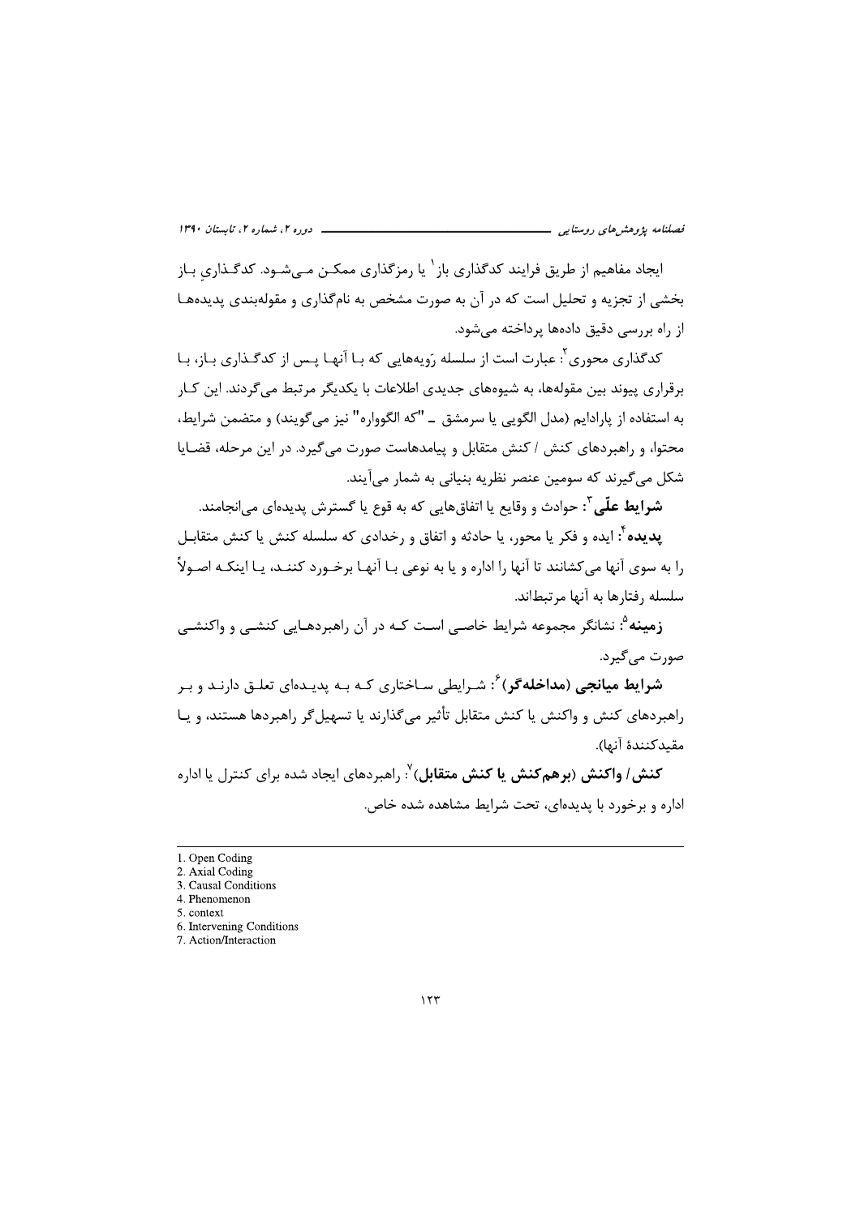ایجاد مفاهیم از طریق فرایند کدگذاری باز[1] یا رمزگذاری ممکن می‌شود. کدگذاریِ باز بخشی از تجزیه و تحلیل است که در آن به صورت مشخص به نام‌گذاری و مقوله‌بندی پدیده‌ها از راه بررسی دقیق داده‌ها پرداخته می‌شود.

کدگذاری محوری[2]: عبارت است از سلسله رَویه‌هایی که با آنها پس از کدگذاری باز، با برقراری پیوند بین مقوله‌ها، به شیوه‌های جدیدی اطلاعات با یکدیگر مرتبط می‌گردند. این کار به استفاده از پارادایم (مدل الگویی یا سرمشق ـ "که الگوواره" نیز می‌گویند) و متضمن شرایط، محتوا، و راهبردهای کنش / کنش متقابل و پیامدهاست صورت می‌گیرد. در این مرحله، قضایا شکل می‌گیرند که سومین عنصر نظریه بنیانی به شمار می‌آیند.

**شرایط علّی**[3]: حوادث و وقایع یا اتفاق‌هایی که به قوع یا گسترش پدیده‌ای می‌انجامند.

**پدیده**[4]: ایده و فکر یا محور، یا حادثه و اتفاق و رخدادی که سلسله کنش یا کنش متقابل را به سوی آنها می‌کشانند تا آنها را اداره و یا به نوعی با آنها برخورد کنند، یا اینکه اصولاً سلسله رفتارها به آنها مرتبط‌اند.

**زمینه**[5]: نشانگر مجموعه شرایط خاصی است که در آن راهبردهایی کنشی و واکنشی صورت می‌گیرد.

**شرایط میانجی (مداخله‌گر)**[6]: شرایطی ساختاری که به پدیده‌ای تعلق دارند و بر راهبردهای کنش و واکنش یا کنش متقابل تأثیر می‌گذارند یا تسهیل‌گر راهبردها هستند، و یا مقیدکنندهٔ آنها).

**کنش/ واکنش (برهم‌کنش یا کنش متقابل)**[7]: راهبردهای ایجاد شده برای کنترل یا اداره اداره و برخورد با پدیده‌ای، تحت شرایط مشاهده شده خاص.

---

1. Open Coding
2. Axial Coding
3. Causal Conditions
4. Phenomenon
5. context
6. Intervening Conditions
7. Action/Interaction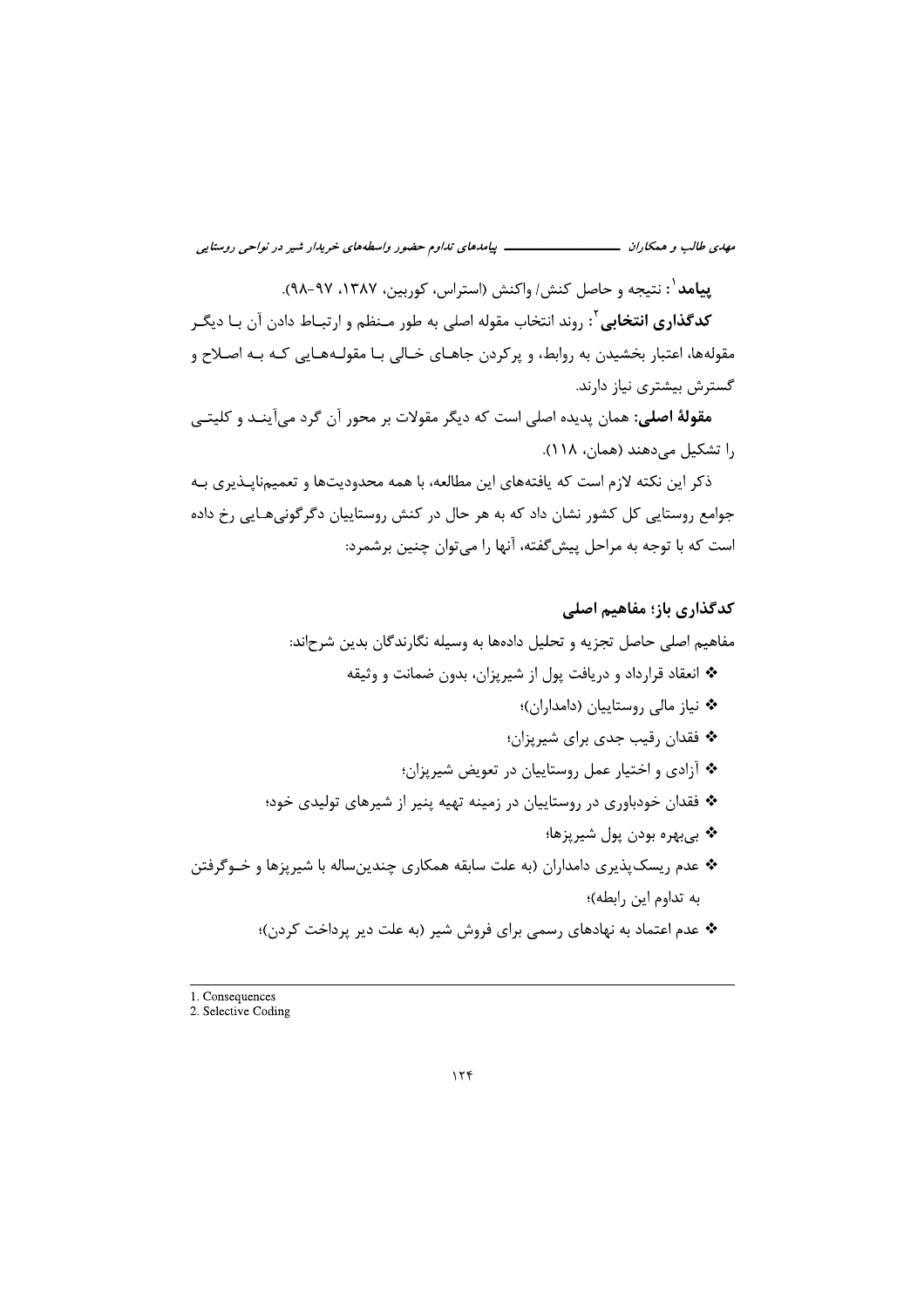**پیامد**[1]: نتیجه و حاصل کنش/ واکنش (استراس، کوربین، ۱۳۸۷، ۹۷-۹۸).

**کدگذاری انتخابی**[2]: روند انتخاب مقوله اصلی به طور منظم و ارتباط دادن آن با دیگر مقوله‌ها، اعتبار بخشیدن به روابط، و پرکردن جاهای خالی با مقوله‌هایی که به اصلاح و گسترش بیشتری نیاز دارند.

**مقولهٔ اصلی:** همان پدیده اصلی است که دیگر مقولات بر محور آن گرد می‌آیند و کلیتی را تشکیل می‌دهند (همان، ۱۱۸).

ذکر این نکته لازم است که یافته‌های این مطالعه، با همه محدودیت‌ها و تعمیم‌ناپذیری به جوامع روستایی کل کشور نشان داد که به هر حال در کنش روستاییان دگرگونی‌هایی رخ داده است که با توجه به مراحل پیش‌گفته، آنها را می‌توان چنین برشمرد:

### کدگذاری باز؛ مفاهیم اصلی

مفاهیم اصلی حاصل تجزیه و تحلیل داده‌ها به وسیله نگارندگان بدین شرح‌اند:

- ❖ انعقاد قرارداد و دریافت پول از شیرپزان، بدون ضمانت و وثیقه
- ❖ نیاز مالی روستاییان (دامداران)؛
- ❖ فقدان رقیب جدی برای شیرپزان؛
- ❖ آزادی و اختیار عمل روستاییان در تعویض شیرپزان؛
- ❖ فقدان خودباوری در روستاییان در زمینه تهیه پنیر از شیرهای تولیدی خود؛
- ❖ بی‌بهره بودن پول شیرپزها؛
- ❖ عدم ریسک‌پذیری دامداران (به علت سابقه همکاری چندین‌ساله با شیرپزها و خوگرفتن به تداوم این رابطه)؛
- ❖ عدم اعتماد به نهادهای رسمی برای فروش شیر (به علت دیر پرداخت کردن)؛

---

1. Consequences
2. Selective Coding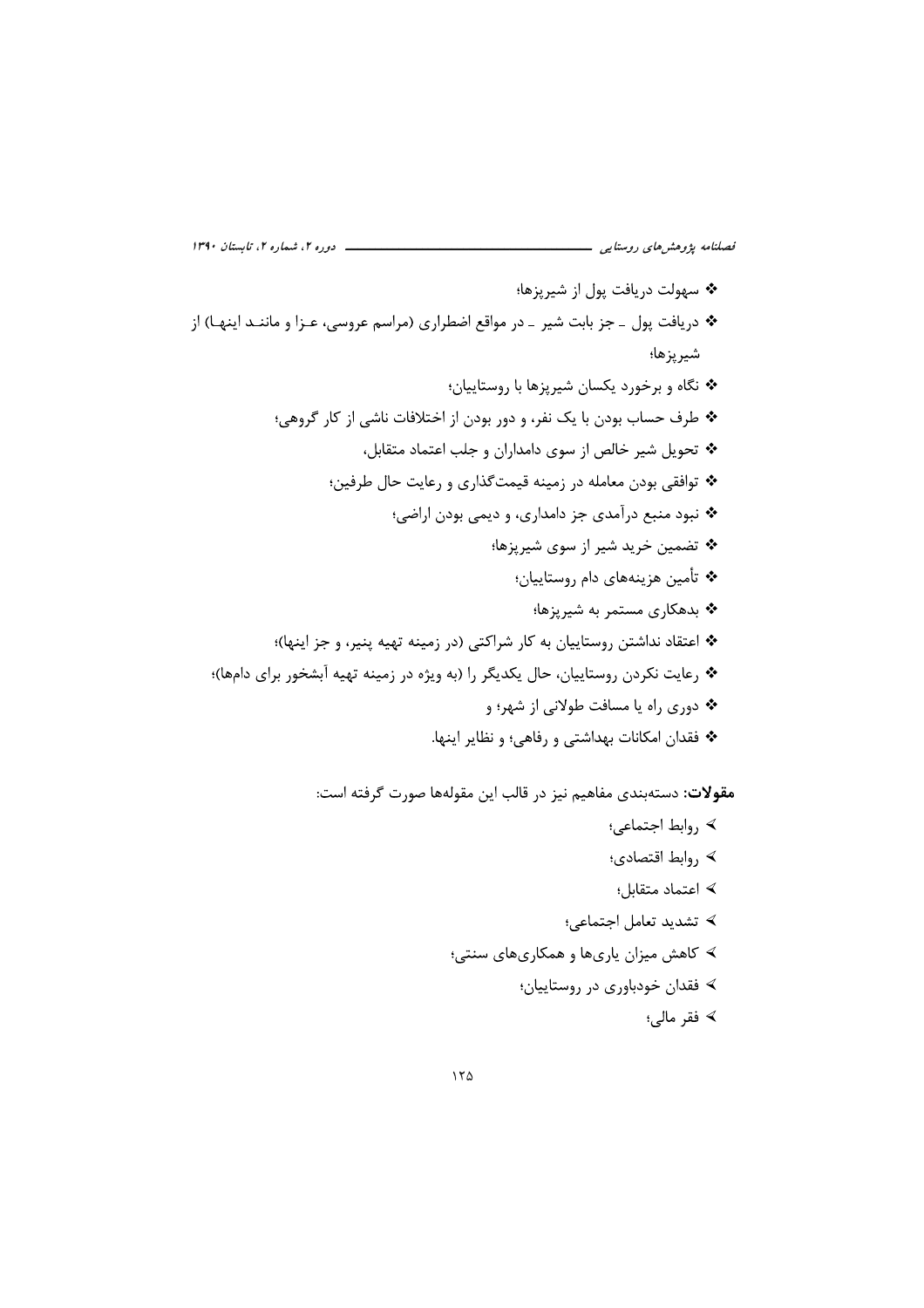- سهولت دریافت پول از شیرپزها؛
- دریافت پول ـ جز بابت شیر ـ در مواقع اضطراری (مراسم عروسی، عـزا و ماننـد اینهـا) از شیرپزها؛
- نگاه و برخورد یکسان شیرپزها با روستاییان؛
- طرف حساب بودن با یک نفر، و دور بودن از اختلافات ناشی از کار گروهی؛
- تحویل شیر خالص از سوی دامداران و جلب اعتماد متقابل،
- توافقی بودن معامله در زمینه قیمت‌گذاری و رعایت حال طرفین؛
- نبود منبع درآمدی جز دامداری، و دیمی بودن اراضی؛
- تضمین خرید شیر از سوی شیرپزها؛
- تأمین هزینه‌های دام روستاییان؛
- بدهکاری مستمر به شیرپزها؛
- اعتقاد نداشتن روستاییان به کار شراکتی (در زمینه تهیه پنیر، و جز اینها)؛
- رعایت نکردن روستاییان، حال یکدیگر را (به ویژه در زمینه تهیه آبشخور برای دامها)؛
- دوری راه یا مسافت طولانی از شهر؛ و
- فقدان امکانات بهداشتی و رفاهی؛ و نظایر اینها.

**مقولات:** دسته‌بندی مفاهیم نیز در قالب این مقوله‌ها صورت گرفته است:

- روابط اجتماعی؛
- روابط اقتصادی؛
- اعتماد متقابل؛
- تشدید تعامل اجتماعی؛
- کاهش میزان یاری‌ها و همکاری‌های سنتی؛
- فقدان خودباوری در روستاییان؛
- فقر مالی؛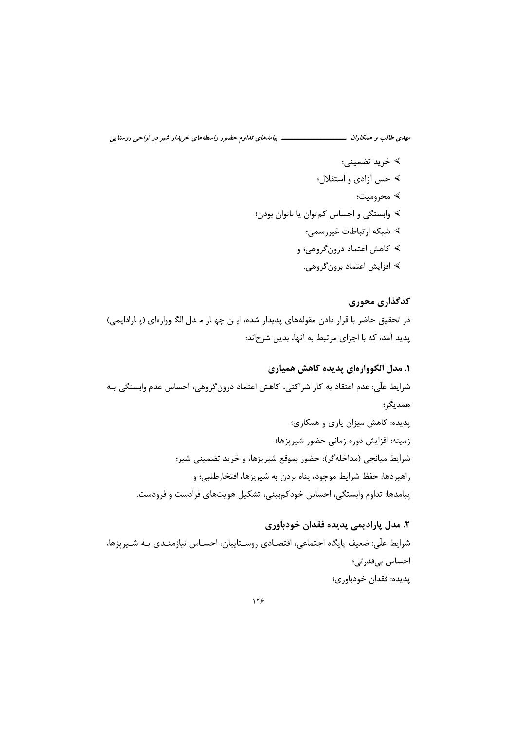- خرید تضمینی؛
- حس آزادی و استقلال؛
- محرومیت؛
- وابستگی و احساس کم‌توان یا ناتوان بودن؛
- شبکه ارتباطات غیررسمی؛
- کاهش اعتماد درون‌گروهی؛ و
- افزایش اعتماد برون‌گروهی.

## کدگذاری محوری

در تحقیق حاضر با قرار دادن مقوله‌های پدیدار شده، ایـن چهـار مـدل الگـووارهای (پـارادایمی) پدید آمد، که با اجزای مرتبط به آنها، بدین شرح‌اند:

### ۱. مدل الگووارهای پدیده کاهش همیاری

شرایط علّی: عدم اعتقاد به کار شراکتی، کاهش اعتماد درون‌گروهی، احساس عدم وابستگی بـه همدیگر؛

پدیده: کاهش میزان یاری و همکاری؛

زمینه: افزایش دوره زمانی حضور شیرپزها؛

شرایط میانجی (مداخله‌گر): حضور بموقع شیرپزها، و خرید تضمینی شیر؛

راهبردها: حفظ شرایط موجود، پناه بردن به شیرپزها، افتخارطلبی؛ و

پیامدها: تداوم وابستگی، احساس خودکم‌بینی، تشکیل هویت‌های فرادست و فرودست.

### ۲. مدل پارادیمی پدیده فقدان خودباوری

شرایط علّی: ضعیف پایگاه اجتماعی، اقتصـادی روسـتاییان، احسـاس نیازمنـدی بـه شـیرپزها، احساس بی‌قدرتی؛

پدیده: فقدان خودباوری؛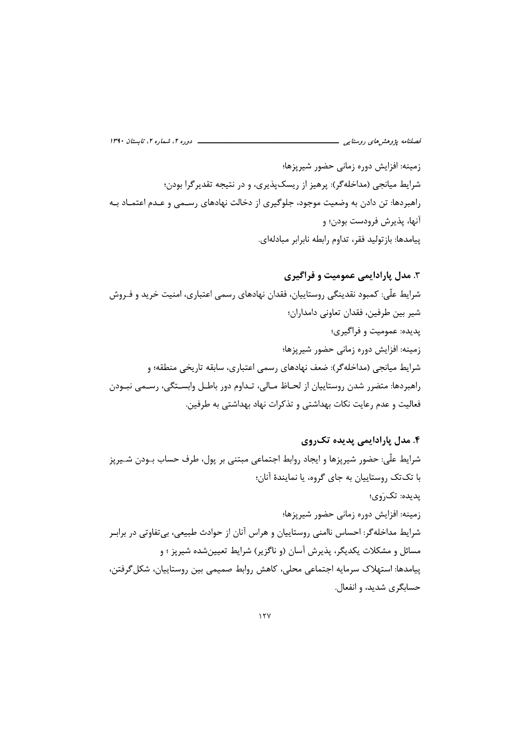زمینه: افزایش دوره زمانی حضور شیرپزها؛

شرایط میانجی (مداخله‌گر): پرهیز از ریسک‌پذیری، و در نتیجه تقدیرگرا بودن؛

راهبردها: تن دادن به وضعیت موجود، جلوگیری از دخالت نهادهای رسمی و عدم اعتماد به آنها، پذیرش فرودست بودن؛ و

پیامدها: بازتولید فقر، تداوم رابطه نابرابر مبادله‌ای.

### ۳. مدل پارادایمی عمومیت و فراگیری

شرایط علّی: کمبود نقدینگی روستاییان، فقدان نهادهای رسمی اعتباری، امنیت خرید و فروش شیر بین طرفین، فقدان تعاونی دامداران؛

پدیده: عمومیت و فراگیری؛

زمینه: افزایش دوره زمانی حضور شیرپزها؛

شرایط میانجی (مداخله‌گر): ضعف نهادهای رسمی اعتباری، سابقه تاریخی منطقه؛ و

راهبردها: متضرر شدن روستاییان از لحاظ مالی، تداوم دور باطل وابستگی، رسمی نبودن فعالیت و عدم رعایت نکات بهداشتی و تذکرات نهاد بهداشتی به طرفین.

### ۴. مدل پارادایمی پدیده تک‌روی

شرایط علّی: حضور شیرپزها و ایجاد روابط اجتماعی مبتنی بر پول، طرف حساب بودن شیرپز با تک‌تک روستاییان به جای گروه، یا نمایندهٔ آنان؛

پدیده: تک‌رَوی؛

زمینه: افزایش دوره زمانی حضور شیرپزها؛

شرایط مداخله‌گر: احساس ناامنی روستاییان و هراس آنان از حوادث طبیعی، بی‌تفاوتی در برابر مسائل و مشکلات یکدیگر، پذیرش آسان (و ناگزیر) شرایط تعیین‌شده شیرپز ؛ و

پیامدها: استهلاک سرمایه اجتماعی محلی، کاهش روابط صمیمی بین روستاییان، شکل‌گرفتن، حسابگری شدید، و انفعال.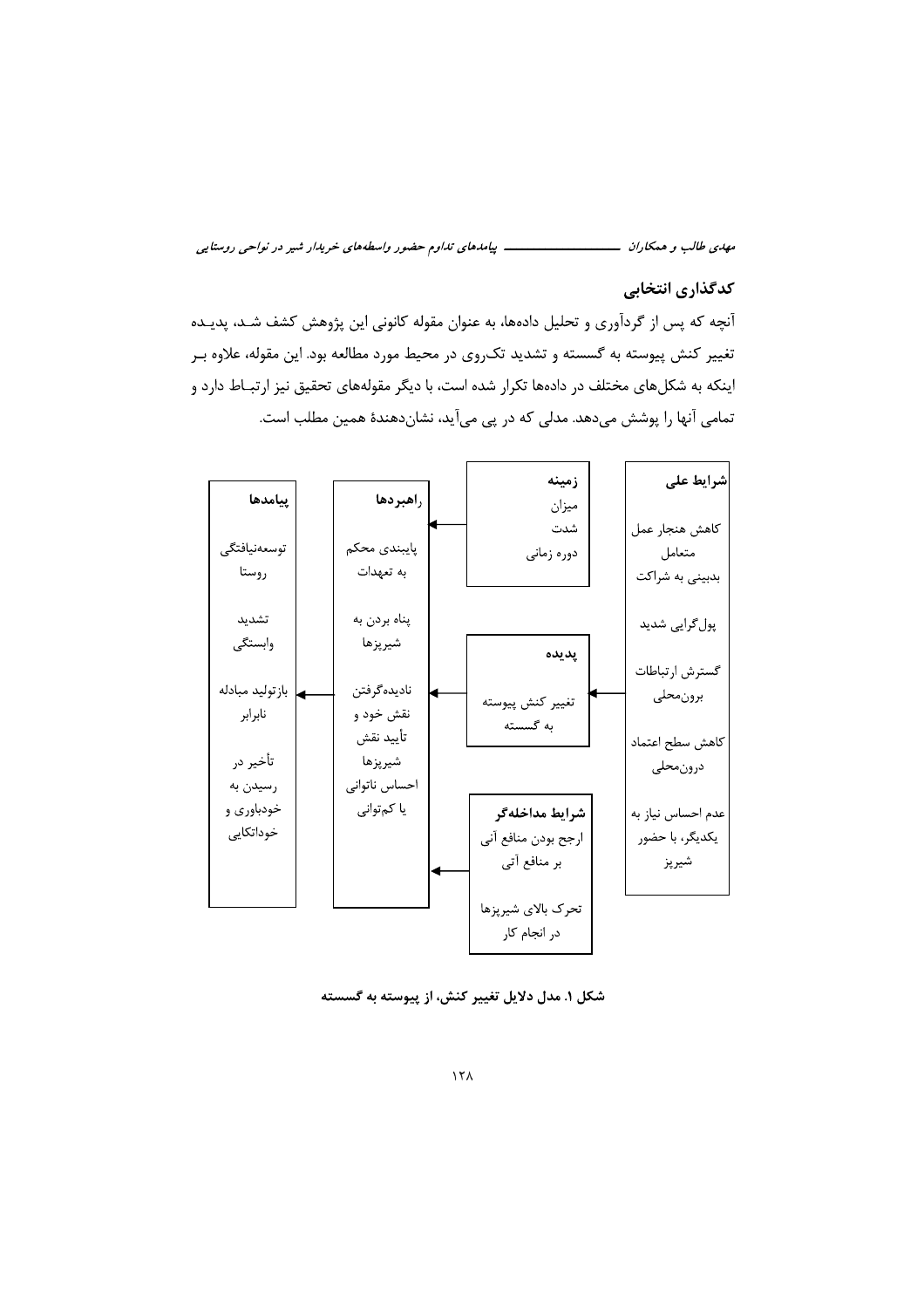## کدگذاری انتخابی

آنچه که پس از گردآوری و تحلیل داده‌ها، به عنوان مقوله کانونی این پژوهش کشف شـد، پدیـده تغییر کنش پیوسته به گسسته و تشدید تک‌روی در محیط مورد مطالعه بود. این مقوله، علاوه بـر اینکه به شکل‌های مختلف در داده‌ها تکرار شده است، با دیگر مقوله‌های تحقیق نیز ارتبـاط دارد و تمامی آنها را پوشش می‌دهد. مدلی که در پی می‌آید، نشان‌دهندهٔ همین مطلب است.

**شرایط علی**

کاهش هنجار عمل متعامل
بدبینی به شراکت

پول‌گرایی شدید

گسترش ارتباطات برون‌محلی

کاهش سطح اعتماد درون‌محلی

عدم احساس نیاز به یکدیگر، با حضور شیرپز

**زمینه**

میزان
شدت
دوره زمانی

**پدیده**

تغییر کنش پیوسته به گسسته

**شرایط مداخله‌گر**

ارجح بودن منافع آنی بر منافع آتی

تحرک بالای شیرپزها در انجام کار

**راهبردها**

پایبندی محکم به تعهدات

پناه بردن به شیرپزها

نادیده‌گرفتن نقش خود و تأیید نقش شیرپزها
احساس ناتوانی یا کم‌توانی

**پیامدها**

توسعه‌نیافتگی روستا

تشدید وابستگی

بازتولید مبادله نابرابر

تأخیر در رسیدن به خودباوری و خوداتکایی

**شکل ۱. مدل دلایل تغییر کنش، از پیوسته به گسسته**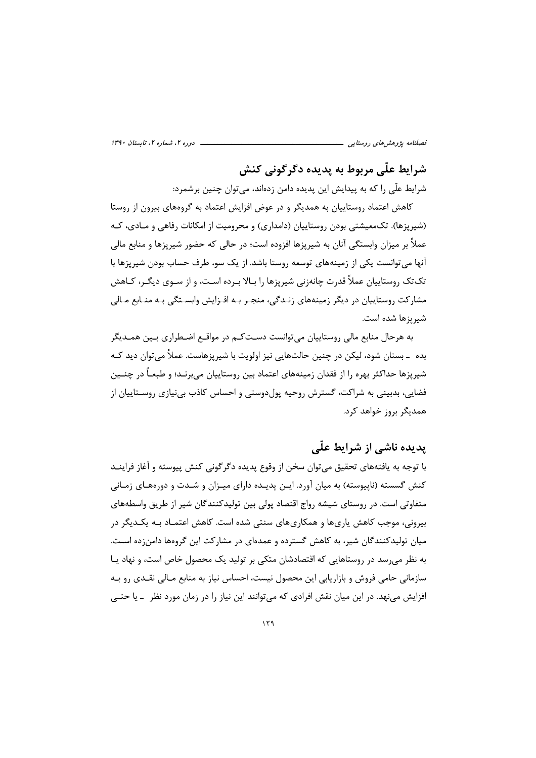## شرایط علّی مربوط به پدیده دگرگونی کنش

شرایط علّی را که به پیدایش این پدیده دامن زده‌اند، می‌توان چنین برشمرد:

کاهش اعتماد روستاییان به همدیگر و در عوض افزایش اعتماد به گروه‌های بیرون از روستا (شیرپزها). تک‌معیشتی بودن روستاییان (دامداری) و محرومیت از امکانات رفاهی و مادی، که عملاً بر میزان وابستگی آنان به شیرپزها افزوده است؛ در حالی که حضور شیرپزها و منابع مالی آنها می‌توانست یکی از زمینه‌های توسعه روستا باشد. از یک سو، طرف حساب بودن شیرپزها با تک‌تک روستاییان عملاً قدرت چانه‌زنی شیرپزها را بالا برده است، و از سوی دیگر، کاهش مشارکت روستاییان در دیگر زمینه‌های زندگی، منجر به افزایش وابستگی به منابع مالی شیرپزها شده است.

به هرحال منابع مالی روستاییان می‌توانست دست‌کم در مواقع اضطراری بین همدیگر بده ـ بستان شود، لیکن در چنین حالت‌هایی نیز اولویت با شیرپزهاست. عملاً می‌توان دید که شیرپزها حداکثر بهره را از فقدان زمینه‌های اعتماد بین روستاییان می‌برند؛ و طبعاً در چنین فضایی، بدبینی به شراکت، گسترش روحیه پول‌دوستی و احساس کاذب بی‌نیازی روستاییان از همدیگر بروز خواهد کرد.

## پدیده ناشی از شرایط علّی

با توجه به یافته‌های تحقیق می‌توان سخن از وقوع پدیده دگرگونی کنش پیوسته و آغاز فرایند کنش گسسته (ناپیوسته) به میان آورد. این پدیده دارای میزان و شدت و دوره‌های زمانی متفاوتی است. در روستای شیشه رواج اقتصاد پولی بین تولیدکنندگان شیر از طریق واسطه‌های بیرونی، موجب کاهش یاری‌ها و همکاری‌های سنتی شده است. کاهش اعتماد به یکدیگر در میان تولیدکنندگان شیر، به کاهش گسترده و عمده‌ای در مشارکت این گروه‌ها دامن‌زده است. به نظر می‌رسد در روستاهایی که اقتصادشان متکی بر تولید یک محصول خاص است، و نهاد یا سازمانی حامی فروش و بازاریابی این محصول نیست، احساس نیاز به منابع مالی نقدی رو به افزایش می‌نهد. در این میان نقش افرادی که می‌توانند این نیاز را در زمان مورد نظر ـ یا حتی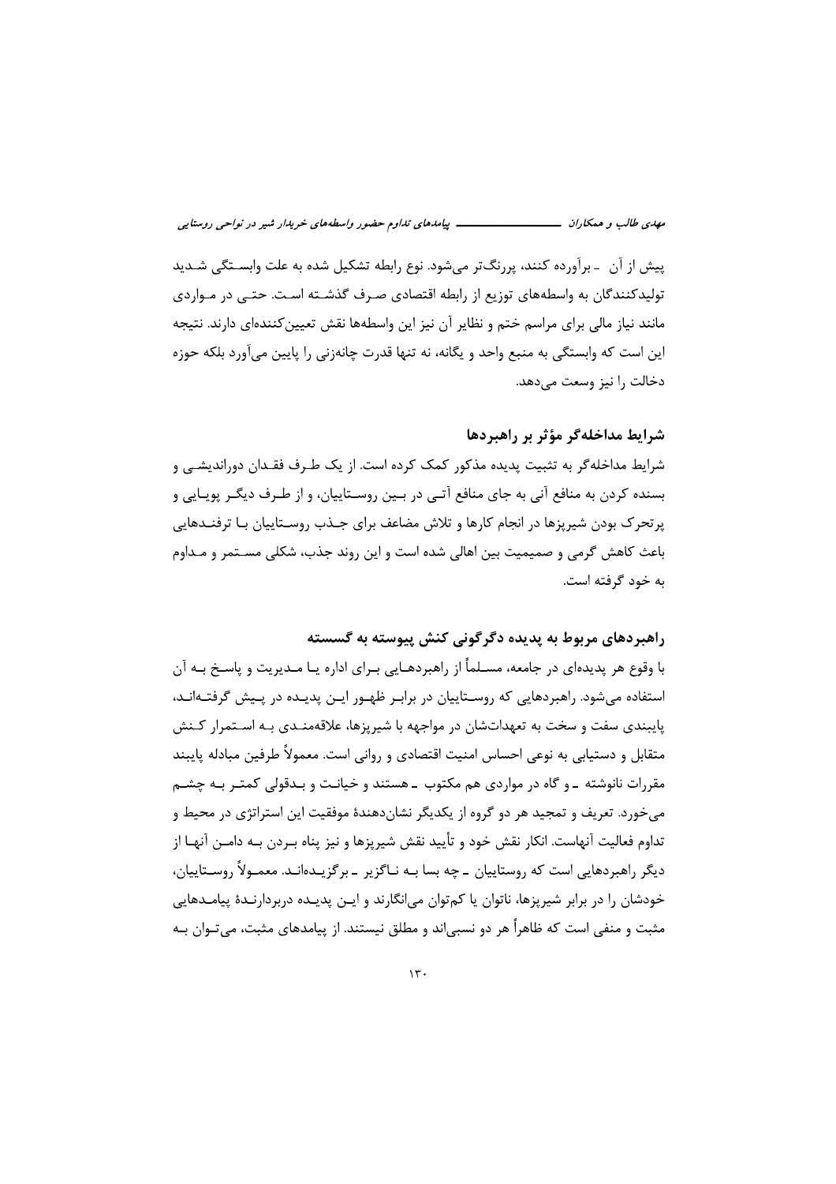پیش از آن ـ برآورده کنند، پررنگ‌تر می‌شود. نوع رابطه تشکیل شده به علت وابستگی شدید تولیدکنندگان به واسطه‌های توزیع از رابطه اقتصادی صرف گذشته است. حتی در مواردی مانند نیاز مالی برای مراسم ختم و نظایر آن نیز این واسطه‌ها نقش تعیین‌کننده‌ای دارند. نتیجه این است که وابستگی به منبع واحد و یگانه، نه تنها قدرت چانه‌زنی را پایین می‌آورد بلکه حوزه دخالت را نیز وسعت می‌دهد.

## شرایط مداخله‌گر مؤثر بر راهبردها

شرایط مداخله‌گر به تثبیت پدیده مذکور کمک کرده است. از یک طرف فقدان دوراندیشی و بسنده کردن به منافع آنی به جای منافع آتی در بین روستاییان، و از طرف دیگر پویایی و پرتحرک بودن شیرپزها در انجام کارها و تلاش مضاعف برای جذب روستاییان با ترفندهایی باعث کاهش گرمی و صمیمیت بین اهالی شده است و این روند جذب، شکلی مستمر و مداوم به خود گرفته است.

## راهبردهای مربوط به پدیده دگرگونی کنش پیوسته به گسسته

با وقوع هر پدیده‌ای در جامعه، مسلماً از راهبردهایی برای اداره یا مدیریت و پاسخ به آن استفاده می‌شود. راهبردهایی که روستاییان در برابر ظهور این پدیده در پیش گرفته‌اند، پایبندی سفت و سخت به تعهداتشان در مواجهه با شیرپزها، علاقه‌مندی به استمرار کنش متقابل و دستیابی به نوعی احساس امنیت اقتصادی و روانی است. معمولاً طرفین مبادله پایبند مقررات نانوشته ـ و گاه در مواردی هم مکتوب ـ هستند و خیانت و بدقولی کمتر به چشم می‌خورد. تعریف و تمجید هر دو گروه از یکدیگر نشان‌دهندهٔ موفقیت این استراتژی در محیط و تداوم فعالیت آنهاست. انکار نقش خود و تأیید نقش شیرپزها و نیز پناه بردن به دامن آنها از دیگر راهبردهایی است که روستاییان ـ چه بسا به ناگزیر ـ برگزیده‌اند. معمولاً روستاییان، خودشان را در برابر شیرپزها، ناتوان یا کم‌توان می‌انگارند و این پدیده دربردارندهٔ پیامدهایی مثبت و منفی است که ظاهراً هر دو نسبی‌اند و مطلق نیستند. از پیامدهای مثبت، می‌توان به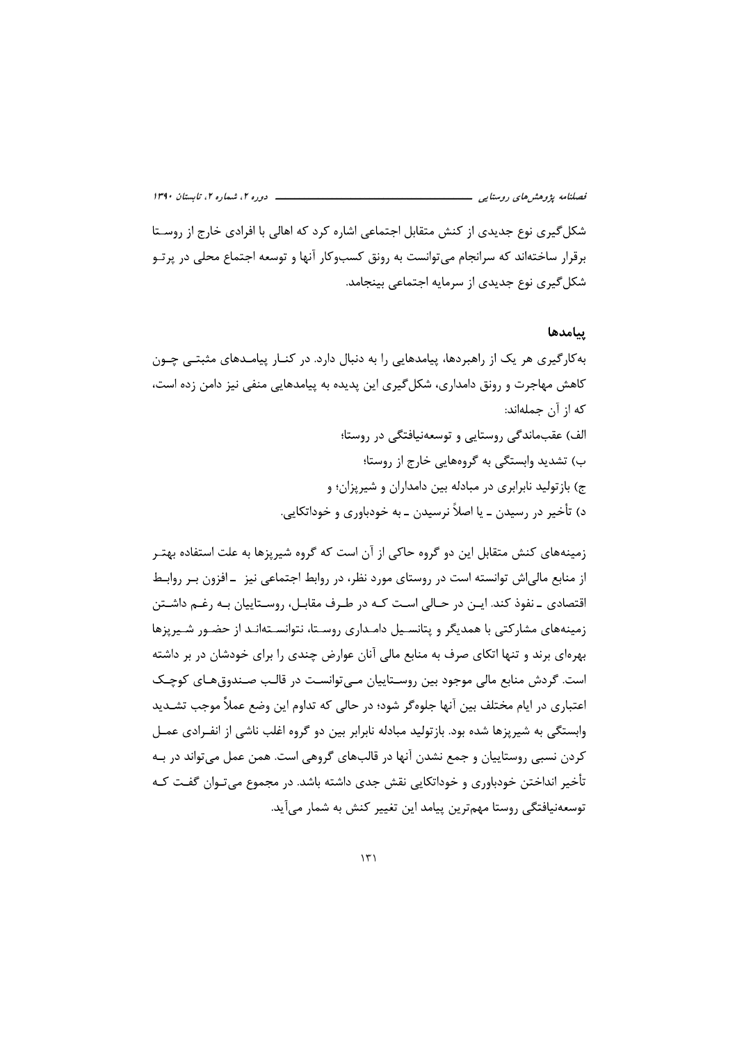شکل‌گیری نوع جدیدی از کنش متقابل اجتماعی اشاره کرد که اهالی با افرادی خارج از روستا برقرار ساخته‌اند که سرانجام می‌توانست به رونق کسب‌وکار آنها و توسعه اجتماع محلی در پرتو شکل‌گیری نوع جدیدی از سرمایه اجتماعی بینجامد.

### پیامدها

به‌کارگیری هر یک از راهبردها، پیامدهایی را به دنبال دارد. در کنار پیامدهای مثبتی چون کاهش مهاجرت و رونق دامداری، شکل‌گیری این پدیده به پیامدهایی منفی نیز دامن زده است، که از آن جمله‌اند:

الف) عقب‌ماندگی روستایی و توسعه‌نیافتگی در روستا؛

ب) تشدید وابستگی به گروه‌هایی خارج از روستا؛

ج) بازتولید نابرابری در مبادله بین دامداران و شیرپزان؛ و

د) تأخیر در رسیدن ـ یا اصلاً نرسیدن ـ به خودباوری و خوداتکایی.

زمینه‌های کنش متقابل این دو گروه حاکی از آن است که گروه شیرپزها به علت استفاده بهتر از منابع مالی‌اش توانسته است در روستای مورد نظر، در روابط اجتماعی نیز ـ افزون بر روابط اقتصادی ـ نفوذ کند. این در حالی است که در طرف مقابل، روستاییان به رغم داشتن زمینه‌های مشارکتی با همدیگر و پتانسیل دامداری روستا، نتوانسته‌اند از حضور شیرپزها بهره‌ای برند و تنها اتکای صرف به منابع مالی آنان عوارض چندی را برای خودشان در بر داشته است. گردش منابع مالی موجود بین روستاییان می‌توانست در قالب صندوق‌های کوچک اعتباری در ایام مختلف بین آنها جلوه‌گر شود؛ در حالی که تداوم این وضع عملاً موجب تشدید وابستگی به شیرپزها شده بود. بازتولید مبادله نابرابر بین دو گروه اغلب ناشی از انفرادی عمل کردن نسبی روستاییان و جمع نشدن آنها در قالب‌های گروهی است. همن عمل می‌تواند در به تأخیر انداختن خودباوری و خوداتکایی نقش جدی داشته باشد. در مجموع می‌توان گفت که توسعه‌نیافتگی روستا مهم‌ترین پیامد این تغییر کنش به شمار می‌آید.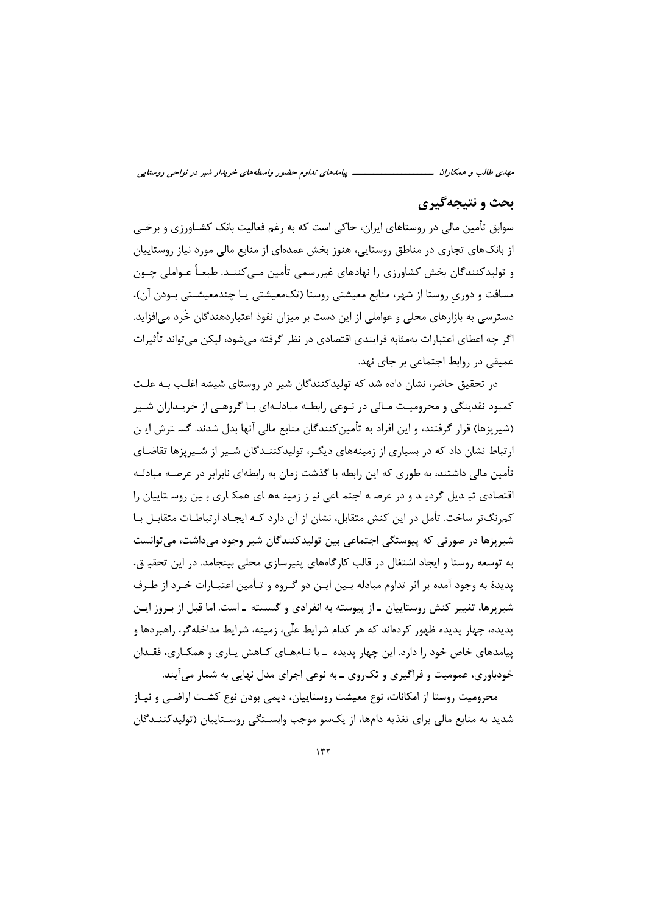## بحث و نتیجه‌گیری

سوابق تأمین مالی در روستاهای ایران، حاکی است که به رغم فعالیت بانک کشاورزی و برخی از بانک‌های تجاری در مناطق روستایی، هنوز بخش عمده‌ای از منابع مالی مورد نیاز روستاییان و تولیدکنندگان بخش کشاورزی را نهادهای غیررسمی تأمین می‌کنند. طبعاً عواملی چون مسافت و دوریِ روستا از شهر، منابع معیشتی روستا (تک‌معیشتی یا چندمعیشتی بودن آن)، دسترسی به بازارهای محلی و عواملی از این دست بر میزان نفوذ اعتباردهندگان خُرد می‌افزاید. اگر چه اعطای اعتبارات به‌مثابه فرایندی اقتصادی در نظر گرفته می‌شود، لیکن می‌تواند تأثیرات عمیقی در روابط اجتماعی بر جای نهد.

در تحقیق حاضر، نشان داده شد که تولیدکنندگان شیر در روستای شیشه اغلب به علت کمبود نقدینگی و محرومیت مالی در نوعی رابطه مبادله‌ای با گروهی از خریداران شیر (شیرپزها) قرار گرفتند، و این افراد به تأمین‌کنندگان منابع مالی آنها بدل شدند. گسترش این ارتباط نشان داد که در بسیاری از زمینه‌های دیگر، تولیدکنندگان شیر از شیرپزها تقاضای تأمین مالی داشتند، به طوری که این رابطه با گذشت زمان به رابطه‌ای نابرابر در عرصه مبادله اقتصادی تبدیل گردید و در عرصه اجتماعی نیز زمینه‌های همکاری بین روستاییان را کم‌رنگ‌تر ساخت. تأمل در این کنش متقابل، نشان از آن دارد که ایجاد ارتباطات متقابل با شیرپزها در صورتی که پیوستگی اجتماعی بین تولیدکنندگان شیر وجود می‌داشت، می‌توانست به توسعه روستا و ایجاد اشتغال در قالب کارگاه‌های پنیرسازی محلی بینجامد. در این تحقیق، پدیدهٔ به وجود آمده بر اثر تداوم مبادله بین این دو گروه و تأمین اعتبارات خرد از طرف شیرپزها، تغییر کنش روستاییان ـ از پیوسته به انفرادی و گسسته ـ است. اما قبل از بروز این پدیده، چهار پدیده ظهور کرده‌اند که هر کدام شرایط علّی، زمینه، شرایط مداخله‌گر، راهبردها و پیامدهای خاص خود را دارد. این چهار پدیده ـ با نام‌های کاهش یاری و همکاری، فقدان خودباوری، عمومیت و فراگیری و تک‌روی ـ به نوعی اجزای مدل نهایی به شمار می‌آیند.

محرومیت روستا از امکانات، نوع معیشت روستاییان، دیمی بودن نوع کشت اراضی و نیاز شدید به منابع مالی برای تغذیه دام‌ها، از یک‌سو موجب وابستگی روستاییان (تولیدکنندگان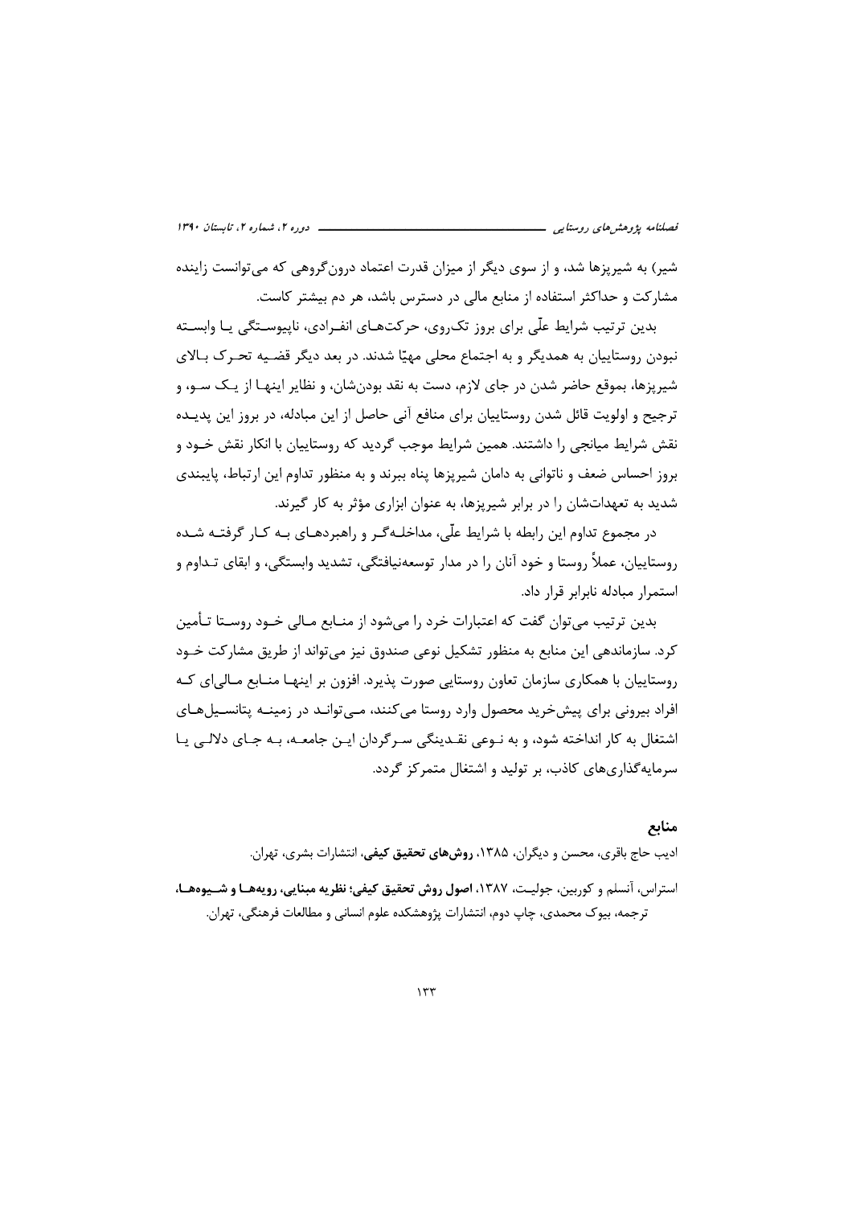شیر) به شیرپزها شد، و از سوی دیگر از میزان قدرت اعتماد درون‌گروهی که می‌توانست زاینده مشارکت و حداکثر استفاده از منابع مالی در دسترس باشد، هر دم بیشتر کاست.

بدین ترتیب شرایط علّی برای بروز تک‌روی، حرکت‌های انفرادی، ناپیوستگی یا وابسته نبودن روستاییان به همدیگر و به اجتماع محلی مهیّا شدند. در بعد دیگر قضیه تحرک بالای شیرپزها، بموقع حاضر شدن در جای لازم، دست به نقد بودن‌شان، و نظایر اینها از یک سو، و ترجیح و اولویت قائل شدن روستاییان برای منافع آنی حاصل از این مبادله، در بروز این پدیده نقش شرایط میانجی را داشتند. همین شرایط موجب گردید که روستاییان با انکار نقش خود و بروز احساس ضعف و ناتوانی به دامان شیرپزها پناه ببرند و به منظور تداوم این ارتباط، پایبندی شدید به تعهدات‌شان را در برابر شیرپزها، به عنوان ابزاری مؤثر به کار گیرند.

در مجموع تداوم این رابطه با شرایط علّی، مداخله‌گر و راهبردهای به کار گرفته شده روستاییان، عملاً روستا و خود آنان را در مدار توسعه‌نیافتگی، تشدید وابستگی، و ابقای تداوم و استمرار مبادله نابرابر قرار داد.

بدین ترتیب می‌توان گفت که اعتبارات خرد را می‌شود از منابع مالی خود روستا تأمین کرد. سازماندهی این منابع به منظور تشکیل نوعی صندوق نیز می‌تواند از طریق مشارکت خود روستاییان با همکاری سازمان تعاون روستایی صورت پذیرد. افزون بر اینها منابع مالی‌ای که افراد بیرونی برای پیش‌خرید محصول وارد روستا می‌کنند، می‌توانند در زمینه پتانسیل‌های اشتغال به کار انداخته شود، و به نوعی نقدینگی سرگردان این جامعه، به جای دلالی یا سرمایه‌گذاری‌های کاذب، بر تولید و اشتغال متمرکز گردد.

## منابع

ادیب حاج باقری، محسن و دیگران، ۱۳۸۵، **روش‌های تحقیق کیفی**، انتشارات بشری، تهران.

استراس، آنسلم و کوربین، جولیت، ۱۳۸۷، **اصول روش تحقیق کیفی؛ نظریه مبنایی، رویه‌ها و شیوه‌ها**، ترجمه، بیوک محمدی، چاپ دوم، انتشارات پژوهشکده علوم انسانی و مطالعات فرهنگی، تهران.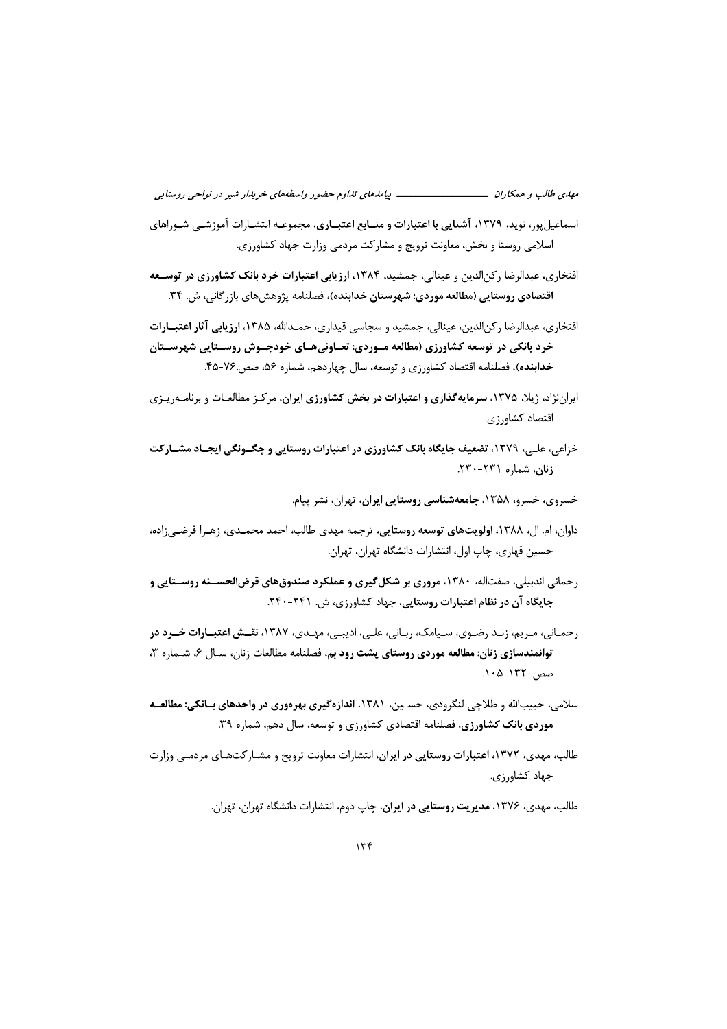اسماعیل‌پور، نوید، ۱۳۷۹، **آشنایی با اعتبارات و منابع اعتباری**، مجموعه انتشارات آموزشی شوراهای اسلامی روستا و بخش، معاونت ترویج و مشارکت مردمی وزارت جهاد کشاورزی.

افتخاری، عبدالرضا رکن‌الدین و عینالی، جمشید، ۱۳۸۴، **ارزیابی اعتبارات خرد بانک کشاورزی در توسعه اقتصادی روستایی (مطالعه موردی: شهرستان خدابنده)**، فصلنامه پژوهش‌های بازرگانی، ش. ۳۴.

افتخاری، عبدالرضا رکن‌الدین، عینالی، جمشید و سجاسی قیداری، حمدالله، ۱۳۸۵، **ارزیابی آثار اعتبارات خرد بانکی در توسعه کشاورزی (مطالعه موردی: تعاونی‌های خودجوش روستایی شهرستان خدابنده)**، فصلنامه اقتصاد کشاورزی و توسعه، سال چهاردهم، شماره ۵۶، صص.۷۶-۴۵.

ایران‌نژاد، ژیلا، ۱۳۷۵، **سرمایه‌گذاری و اعتبارات در بخش کشاورزی ایران**، مرکز مطالعات و برنامه‌ریزی اقتصاد کشاورزی.

خزاعی، علی، ۱۳۷۹، **تضعیف جایگاه بانک کشاورزی در اعتبارات روستایی و چگونگی ایجاد مشارکت زنان**، شماره ۲۳۱-۲۳۰.

خسروی، خسرو، ۱۳۵۸، **جامعه‌شناسی روستایی ایران**، تهران، نشر پیام.

داوان، ام. ال، ۱۳۸۸، **اولویت‌های توسعه روستایی**، ترجمه مهدی طالب، احمد محمدی، زهرا فرضی‌زاده، حسین قهاری، چاپ اول، انتشارات دانشگاه تهران، تهران.

رحمانی اندبیلی، صفت‌اله، ۱۳۸۰، **مروری بر شکل‌گیری و عملکرد صندوق‌های قرض‌الحسنه روستایی و جایگاه آن در نظام اعتبارات روستایی**، جهاد کشاورزی، ش. ۲۴۱-۲۴۰.

رحمانی، مریم، زند رضوی، سیامک، ربانی، علی، ادیبی، مهدی، ۱۳۸۷، **نقش اعتبارات خرد در توانمندسازی زنان: مطالعه موردی روستای پشت رود بم**، فصلنامه مطالعات زنان، سال ۶، شماره ۳، صص. ۱۳۲-۱۰۵.

سلامی، حبیب‌الله و طلاچی لنگرودی، حسین، ۱۳۸۱، **اندازه‌گیری بهره‌وری در واحدهای بانکی: مطالعه موردی بانک کشاورزی**، فصلنامه اقتصادی کشاورزی و توسعه، سال دهم، شماره ۳۹.

طالب، مهدی، ۱۳۷۲، **اعتبارات روستایی در ایران**، انتشارات معاونت ترویج و مشارکت‌های مردمی وزارت جهاد کشاورزی.

طالب، مهدی، ۱۳۷۶، **مدیریت روستایی در ایران**، چاپ دوم، انتشارات دانشگاه تهران، تهران.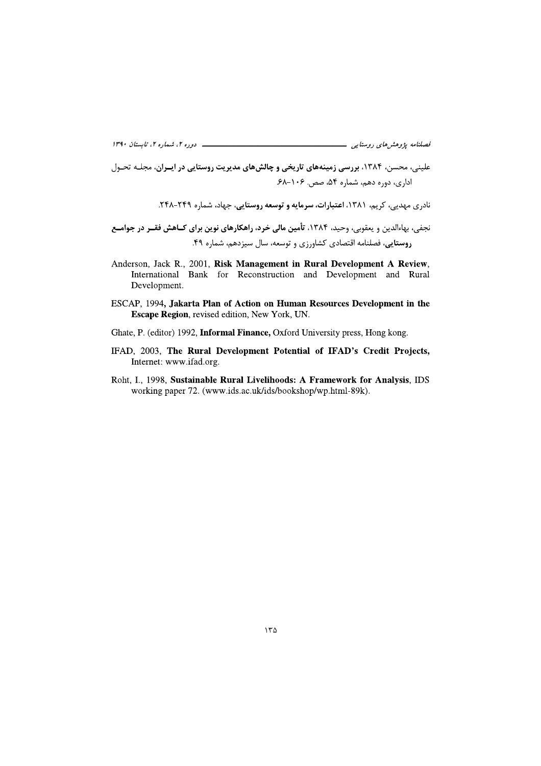علینی، محسن، ۱۳۸۴، **بررسی زمینه‌های تاریخی و چالش‌های مدیریت روستایی در ایـران**، مجلـه تحـول اداری، دوره دهم، شماره ۵۴، صص. ۱۰۶-۶۸.

نادری مهدیی، کریم، ۱۳۸۱، **اعتبارات، سرمایه و توسعه روستایی**، جهاد، شماره ۲۴۹-۲۴۸.

نجفی، بهاءالدین و یعقوبی، وحید، ۱۳۸۴، **تأمین مالی خرد، راهکارهای نوین برای کـاهش فقـر در جوامـع روستایی**، فصلنامه اقتصادی کشاورزی و توسعه، سال سیزدهم، شماره ۴۹.

Anderson, Jack R., 2001, **Risk Management in Rural Development A Review**, International Bank for Reconstruction and Development and Rural Development.

ESCAP, 1994, **Jakarta Plan of Action on Human Resources Development in the Escape Region**, revised edition, New York, UN.

Ghate, P. (editor) 1992, **Informal Finance,** Oxford University press, Hong kong.

IFAD, 2003, **The Rural Development Potential of IFAD's Credit Projects,** Internet: www.ifad.org.

Roht, I., 1998, **Sustainable Rural Livelihoods: A Framework for Analysis**, IDS working paper 72. (www.ids.ac.uk/ids/bookshop/wp.html-89k).